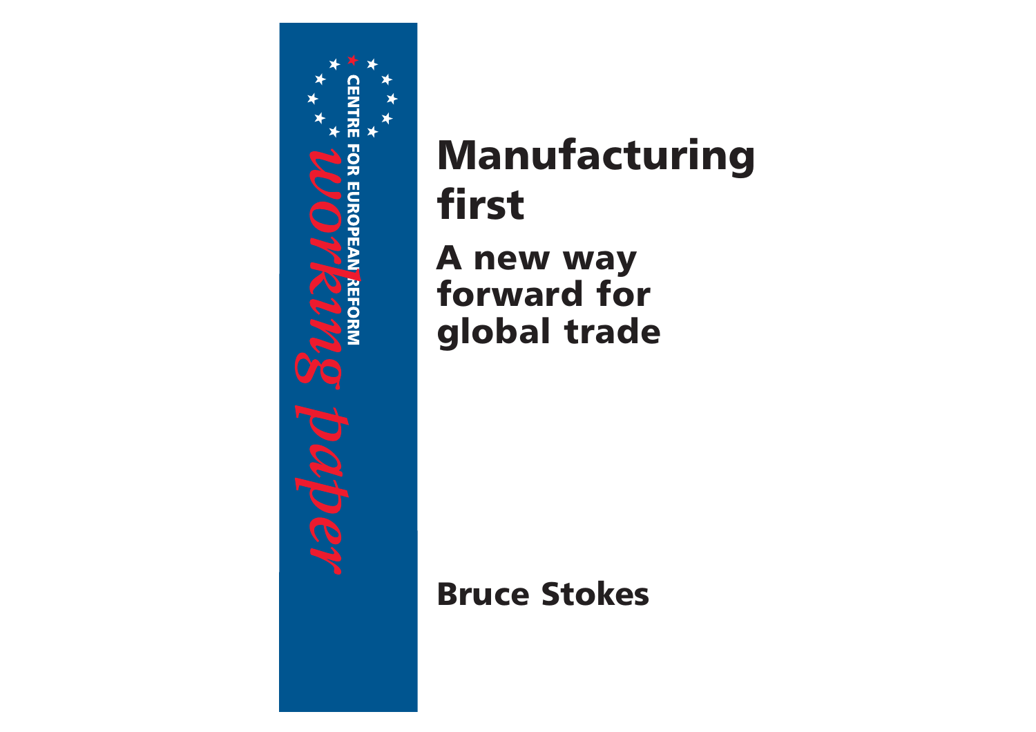CENTRE FOR EUROPEAN REFORM

*working paper*

# Manufacturing first

## A new way forward for global trade

**Bruce Stokes**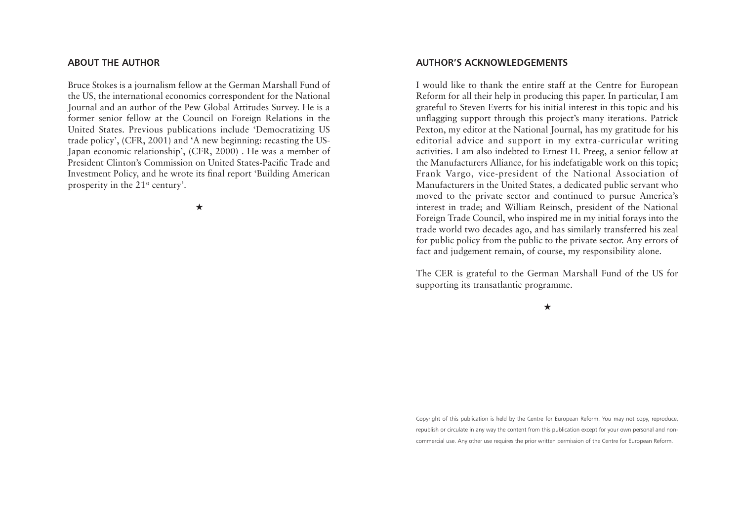## ABOUT THE AUTHOR

Bruce Stokes is a journalism fellow at the German Marshall Fund of the US, the international economics correspondent for the National Journal and an author of the Pew Global Attitudes Survey. He is a former senior fellow at the Council on Foreign Relations in the United States. Previous publications include 'Democratizing US trade policy', (CFR, 2001) and 'A new beginning: recasting the US-Japan economic relationship', (CFR, 2000) . He was a member of President Clinton's Commission on United States-Pacific Trade and Investment Policy, and he wrote its final report 'Building American prosperity in the 21st century'.

★

## AUTHOR'S ACKNOWLEDGEMENTS

I would like to thank the entire staff at the Centre for European Reform for all their help in producing this paper. In particular, I am grateful to Steven Everts for his initial interest in this topic and his unflagging support through this project's many iterations. Patrick Pexton, my editor at the National Journal, has my gratitude for his editorial advice and support in my extra-curricular writing activities. I am also indebted to Ernest H. Preeg, a senior fellow at the Manufacturers Alliance, for his indefatigable work on this topic; Frank Vargo, vice-president of the National Association of Manufacturers in the United States, a dedicated public servant who moved to the private sector and continued to pursue America's interest in trade; and William Reinsch, president of the National Foreign Trade Council, who inspired me in my initial forays into the trade world two decades ago, and has similarly transferred his zeal for public policy from the public to the private sector. Any errors of fact and judgement remain, of course, my responsibility alone.

The CER is grateful to the German Marshall Fund of the US for supporting its transatlantic programme.

★

Copyright of this publication is held by the Centre for European Reform. You may not copy, reproduce, republish or circulate in any way the content from this publication except for your own personal and non-commercial use. Any other use requires the prior written permission of the Centre for European Reform.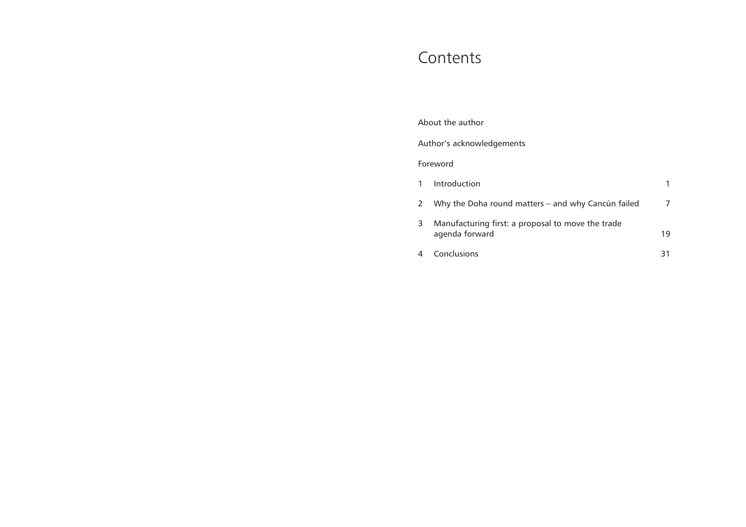# Contents

About the author

Author's acknowledgements

Foreword

| | | |
|---|---|---|
| 1 | Introduction | 1 |
| 2 | Why the Doha round matters – and why Cancún failed | 7 |
| 3 | Manufacturing first: a proposal to move the trade agenda forward | 19 |
| 4 | Conclusions | 31 |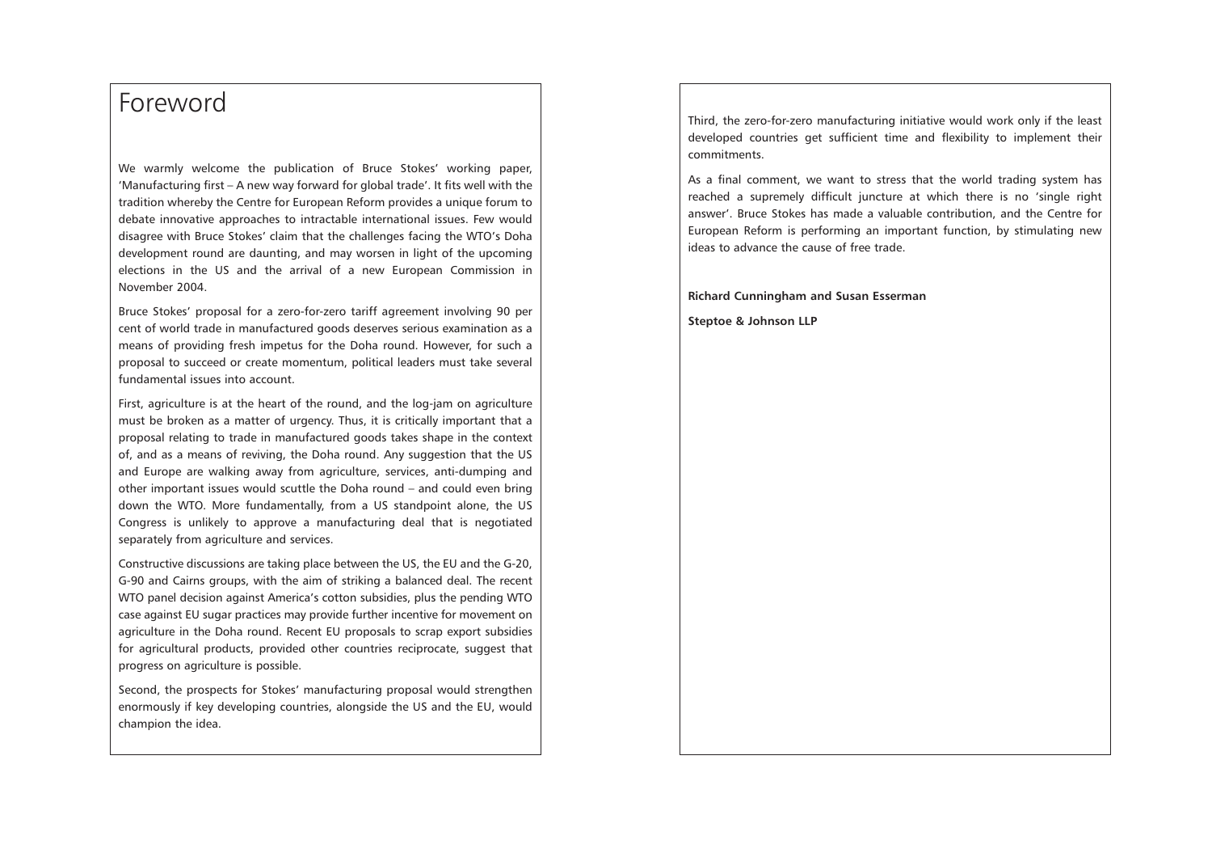# Foreword

We warmly welcome the publication of Bruce Stokes' working paper, 'Manufacturing first – A new way forward for global trade'. It fits well with the tradition whereby the Centre for European Reform provides a unique forum to debate innovative approaches to intractable international issues. Few would disagree with Bruce Stokes' claim that the challenges facing the WTO's Doha development round are daunting, and may worsen in light of the upcoming elections in the US and the arrival of a new European Commission in November 2004.

Bruce Stokes' proposal for a zero-for-zero tariff agreement involving 90 per cent of world trade in manufactured goods deserves serious examination as a means of providing fresh impetus for the Doha round. However, for such a proposal to succeed or create momentum, political leaders must take several fundamental issues into account.

First, agriculture is at the heart of the round, and the log-jam on agriculture must be broken as a matter of urgency. Thus, it is critically important that a proposal relating to trade in manufactured goods takes shape in the context of, and as a means of reviving, the Doha round. Any suggestion that the US and Europe are walking away from agriculture, services, anti-dumping and other important issues would scuttle the Doha round – and could even bring down the WTO. More fundamentally, from a US standpoint alone, the US Congress is unlikely to approve a manufacturing deal that is negotiated separately from agriculture and services.

Constructive discussions are taking place between the US, the EU and the G-20, G-90 and Cairns groups, with the aim of striking a balanced deal. The recent WTO panel decision against America's cotton subsidies, plus the pending WTO case against EU sugar practices may provide further incentive for movement on agriculture in the Doha round. Recent EU proposals to scrap export subsidies for agricultural products, provided other countries reciprocate, suggest that progress on agriculture is possible.

Second, the prospects for Stokes' manufacturing proposal would strengthen enormously if key developing countries, alongside the US and the EU, would champion the idea.

Third, the zero-for-zero manufacturing initiative would work only if the least developed countries get sufficient time and flexibility to implement their commitments.

As a final comment, we want to stress that the world trading system has reached a supremely difficult juncture at which there is no 'single right answer'. Bruce Stokes has made a valuable contribution, and the Centre for European Reform is performing an important function, by stimulating new ideas to advance the cause of free trade.

**Richard Cunningham and Susan Esserman**

**Steptoe & Johnson LLP**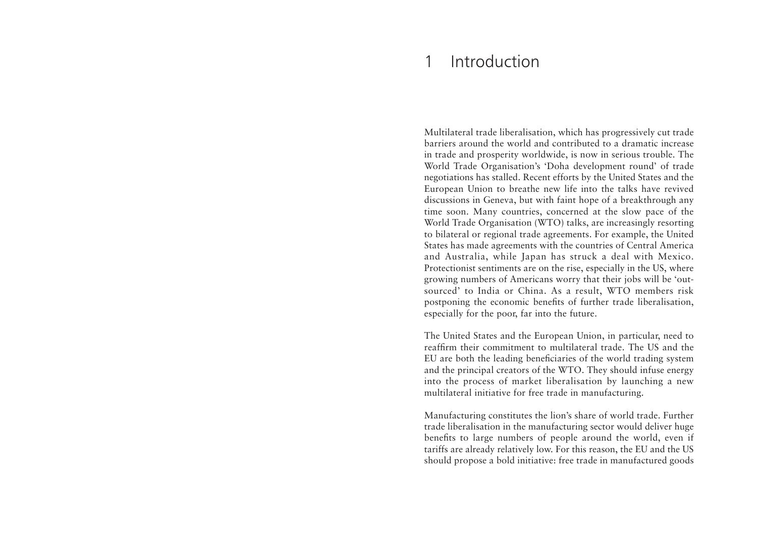# 1 Introduction

Multilateral trade liberalisation, which has progressively cut trade barriers around the world and contributed to a dramatic increase in trade and prosperity worldwide, is now in serious trouble. The World Trade Organisation's 'Doha development round' of trade negotiations has stalled. Recent efforts by the United States and the European Union to breathe new life into the talks have revived discussions in Geneva, but with faint hope of a breakthrough any time soon. Many countries, concerned at the slow pace of the World Trade Organisation (WTO) talks, are increasingly resorting to bilateral or regional trade agreements. For example, the United States has made agreements with the countries of Central America and Australia, while Japan has struck a deal with Mexico. Protectionist sentiments are on the rise, especially in the US, where growing numbers of Americans worry that their jobs will be 'outsourced' to India or China. As a result, WTO members risk postponing the economic benefits of further trade liberalisation, especially for the poor, far into the future.

The United States and the European Union, in particular, need to reaffirm their commitment to multilateral trade. The US and the EU are both the leading beneficiaries of the world trading system and the principal creators of the WTO. They should infuse energy into the process of market liberalisation by launching a new multilateral initiative for free trade in manufacturing.

Manufacturing constitutes the lion's share of world trade. Further trade liberalisation in the manufacturing sector would deliver huge benefits to large numbers of people around the world, even if tariffs are already relatively low. For this reason, the EU and the US should propose a bold initiative: free trade in manufactured goods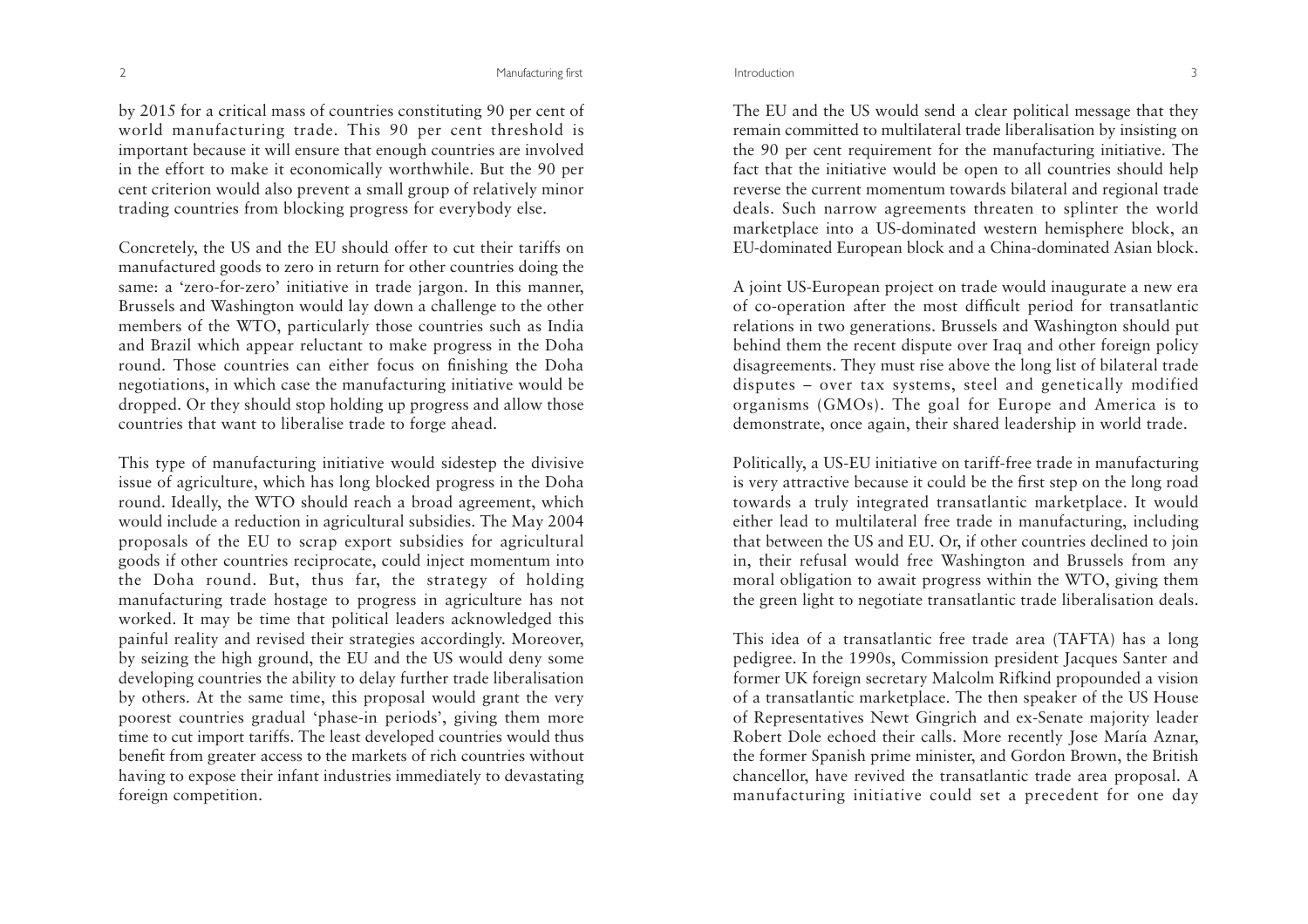by 2015 for a critical mass of countries constituting 90 per cent of world manufacturing trade. This 90 per cent threshold is important because it will ensure that enough countries are involved in the effort to make it economically worthwhile. But the 90 per cent criterion would also prevent a small group of relatively minor trading countries from blocking progress for everybody else.

Concretely, the US and the EU should offer to cut their tariffs on manufactured goods to zero in return for other countries doing the same: a 'zero-for-zero' initiative in trade jargon. In this manner, Brussels and Washington would lay down a challenge to the other members of the WTO, particularly those countries such as India and Brazil which appear reluctant to make progress in the Doha round. Those countries can either focus on finishing the Doha negotiations, in which case the manufacturing initiative would be dropped. Or they should stop holding up progress and allow those countries that want to liberalise trade to forge ahead.

This type of manufacturing initiative would sidestep the divisive issue of agriculture, which has long blocked progress in the Doha round. Ideally, the WTO should reach a broad agreement, which would include a reduction in agricultural subsidies. The May 2004 proposals of the EU to scrap export subsidies for agricultural goods if other countries reciprocate, could inject momentum into the Doha round. But, thus far, the strategy of holding manufacturing trade hostage to progress in agriculture has not worked. It may be time that political leaders acknowledged this painful reality and revised their strategies accordingly. Moreover, by seizing the high ground, the EU and the US would deny some developing countries the ability to delay further trade liberalisation by others. At the same time, this proposal would grant the very poorest countries gradual 'phase-in periods', giving them more time to cut import tariffs. The least developed countries would thus benefit from greater access to the markets of rich countries without having to expose their infant industries immediately to devastating foreign competition.

The EU and the US would send a clear political message that they remain committed to multilateral trade liberalisation by insisting on the 90 per cent requirement for the manufacturing initiative. The fact that the initiative would be open to all countries should help reverse the current momentum towards bilateral and regional trade deals. Such narrow agreements threaten to splinter the world marketplace into a US-dominated western hemisphere block, an EU-dominated European block and a China-dominated Asian block.

A joint US-European project on trade would inaugurate a new era of co-operation after the most difficult period for transatlantic relations in two generations. Brussels and Washington should put behind them the recent dispute over Iraq and other foreign policy disagreements. They must rise above the long list of bilateral trade disputes – over tax systems, steel and genetically modified organisms (GMOs). The goal for Europe and America is to demonstrate, once again, their shared leadership in world trade.

Politically, a US-EU initiative on tariff-free trade in manufacturing is very attractive because it could be the first step on the long road towards a truly integrated transatlantic marketplace. It would either lead to multilateral free trade in manufacturing, including that between the US and EU. Or, if other countries declined to join in, their refusal would free Washington and Brussels from any moral obligation to await progress within the WTO, giving them the green light to negotiate transatlantic trade liberalisation deals.

This idea of a transatlantic free trade area (TAFTA) has a long pedigree. In the 1990s, Commission president Jacques Santer and former UK foreign secretary Malcolm Rifkind propounded a vision of a transatlantic marketplace. The then speaker of the US House of Representatives Newt Gingrich and ex-Senate majority leader Robert Dole echoed their calls. More recently Jose María Aznar, the former Spanish prime minister, and Gordon Brown, the British chancellor, have revived the transatlantic trade area proposal. A manufacturing initiative could set a precedent for one day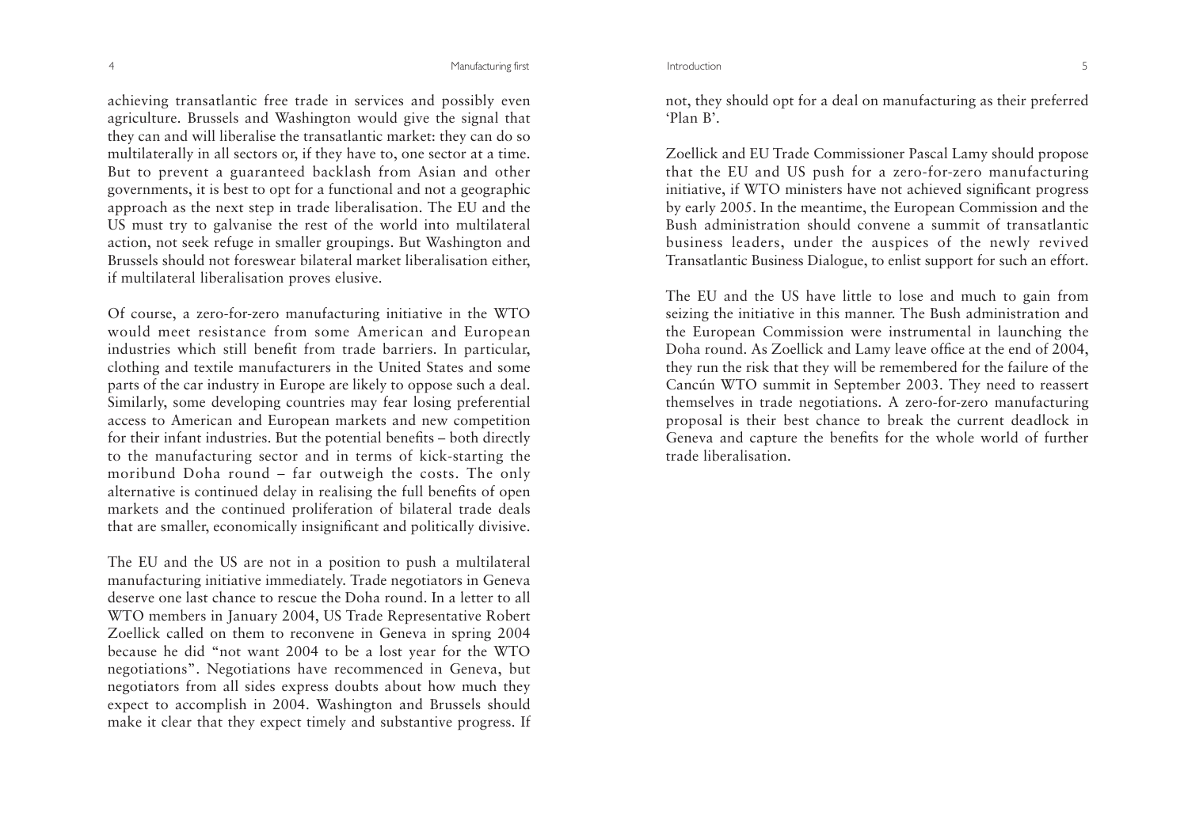achieving transatlantic free trade in services and possibly even agriculture. Brussels and Washington would give the signal that they can and will liberalise the transatlantic market: they can do so multilaterally in all sectors or, if they have to, one sector at a time. But to prevent a guaranteed backlash from Asian and other governments, it is best to opt for a functional and not a geographic approach as the next step in trade liberalisation. The EU and the US must try to galvanise the rest of the world into multilateral action, not seek refuge in smaller groupings. But Washington and Brussels should not foreswear bilateral market liberalisation either, if multilateral liberalisation proves elusive.

Of course, a zero-for-zero manufacturing initiative in the WTO would meet resistance from some American and European industries which still benefit from trade barriers. In particular, clothing and textile manufacturers in the United States and some parts of the car industry in Europe are likely to oppose such a deal. Similarly, some developing countries may fear losing preferential access to American and European markets and new competition for their infant industries. But the potential benefits – both directly to the manufacturing sector and in terms of kick-starting the moribund Doha round – far outweigh the costs. The only alternative is continued delay in realising the full benefits of open markets and the continued proliferation of bilateral trade deals that are smaller, economically insignificant and politically divisive.

The EU and the US are not in a position to push a multilateral manufacturing initiative immediately. Trade negotiators in Geneva deserve one last chance to rescue the Doha round. In a letter to all WTO members in January 2004, US Trade Representative Robert Zoellick called on them to reconvene in Geneva in spring 2004 because he did "not want 2004 to be a lost year for the WTO negotiations". Negotiations have recommenced in Geneva, but negotiators from all sides express doubts about how much they expect to accomplish in 2004. Washington and Brussels should make it clear that they expect timely and substantive progress. If not, they should opt for a deal on manufacturing as their preferred 'Plan B'.

Zoellick and EU Trade Commissioner Pascal Lamy should propose that the EU and US push for a zero-for-zero manufacturing initiative, if WTO ministers have not achieved significant progress by early 2005. In the meantime, the European Commission and the Bush administration should convene a summit of transatlantic business leaders, under the auspices of the newly revived Transatlantic Business Dialogue, to enlist support for such an effort.

The EU and the US have little to lose and much to gain from seizing the initiative in this manner. The Bush administration and the European Commission were instrumental in launching the Doha round. As Zoellick and Lamy leave office at the end of 2004, they run the risk that they will be remembered for the failure of the Cancún WTO summit in September 2003. They need to reassert themselves in trade negotiations. A zero-for-zero manufacturing proposal is their best chance to break the current deadlock in Geneva and capture the benefits for the whole world of further trade liberalisation.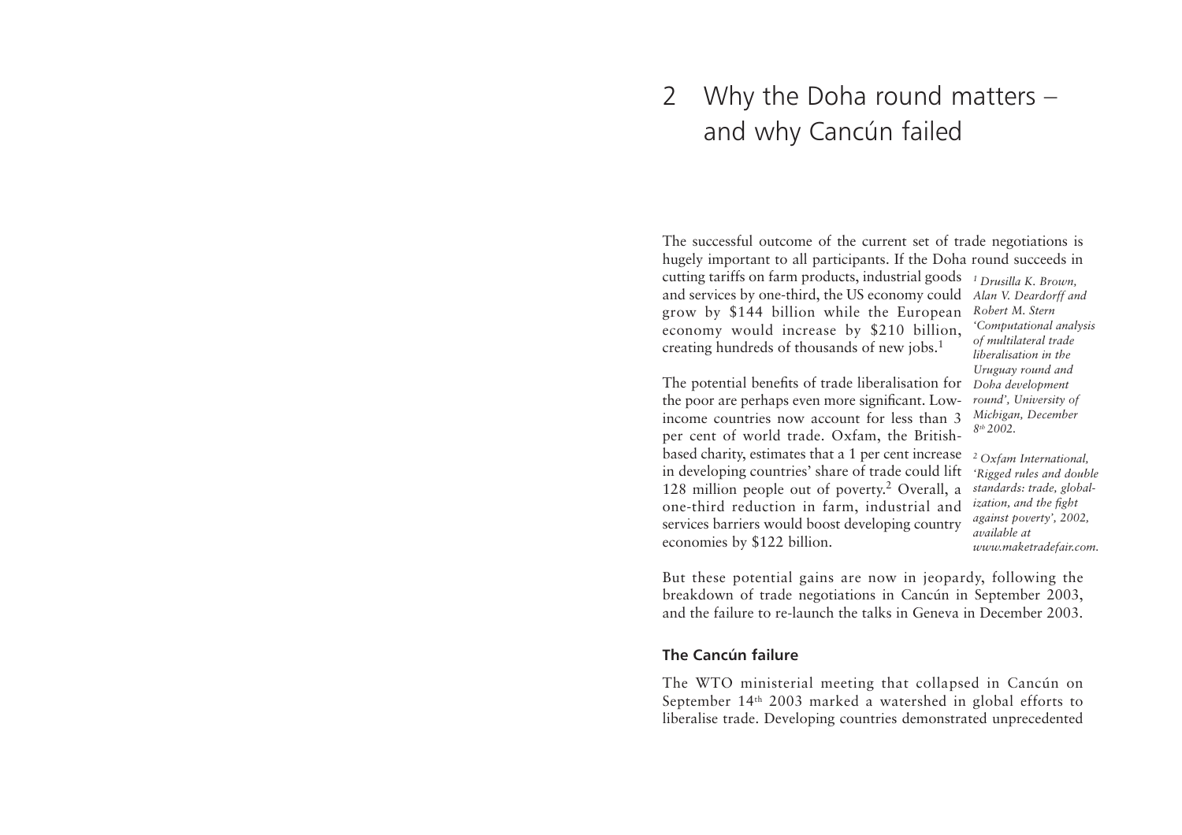# 2 Why the Doha round matters – and why Cancún failed

The successful outcome of the current set of trade negotiations is hugely important to all participants. If the Doha round succeeds in cutting tariffs on farm products, industrial goods and services by one-third, the US economy could grow by \$144 billion while the European economy would increase by \$210 billion, creating hundreds of thousands of new jobs.[1]

The potential benefits of trade liberalisation for the poor are perhaps even more significant. Low-income countries now account for less than 3 per cent of world trade. Oxfam, the British-based charity, estimates that a 1 per cent increase in developing countries' share of trade could lift 128 million people out of poverty.[2] Overall, a one-third reduction in farm, industrial and services barriers would boost developing country economies by \$122 billion.

*[1] Drusilla K. Brown, Alan V. Deardorff and Robert M. Stern 'Computational analysis of multilateral trade liberalisation in the Uruguay round and Doha development round', University of Michigan, December 8th 2002.*

*[2] Oxfam International, 'Rigged rules and double standards: trade, globalization, and the fight against poverty', 2002, available at www.maketradefair.com.*

But these potential gains are now in jeopardy, following the breakdown of trade negotiations in Cancún in September 2003, and the failure to re-launch the talks in Geneva in December 2003.

### The Cancún failure

The WTO ministerial meeting that collapsed in Cancún on September 14th 2003 marked a watershed in global efforts to liberalise trade. Developing countries demonstrated unprecedented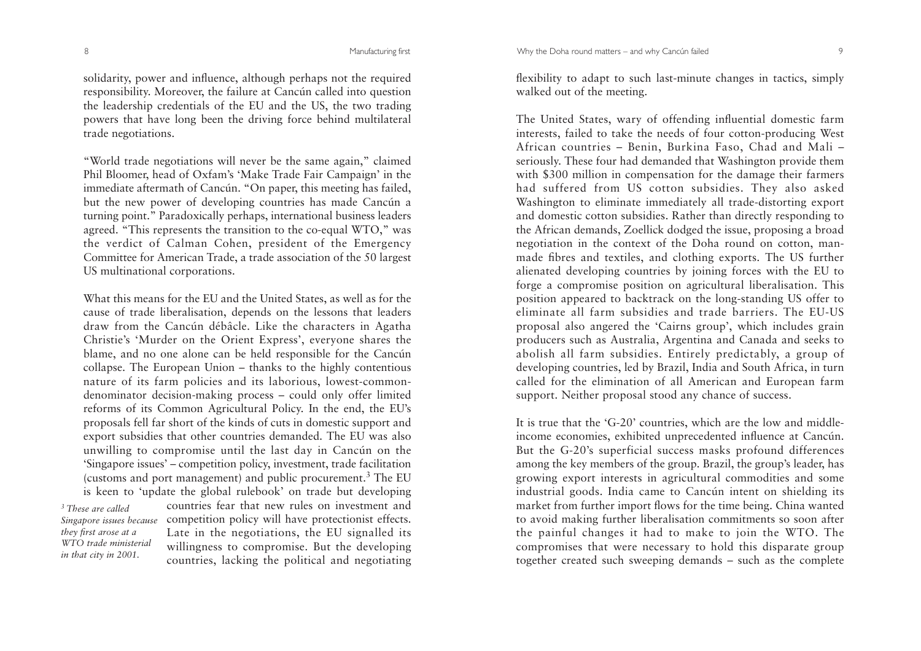solidarity, power and influence, although perhaps not the required responsibility. Moreover, the failure at Cancún called into question the leadership credentials of the EU and the US, the two trading powers that have long been the driving force behind multilateral trade negotiations.

"World trade negotiations will never be the same again," claimed Phil Bloomer, head of Oxfam's 'Make Trade Fair Campaign' in the immediate aftermath of Cancún. "On paper, this meeting has failed, but the new power of developing countries has made Cancún a turning point." Paradoxically perhaps, international business leaders agreed. "This represents the transition to the co-equal WTO," was the verdict of Calman Cohen, president of the Emergency Committee for American Trade, a trade association of the 50 largest US multinational corporations.

What this means for the EU and the United States, as well as for the cause of trade liberalisation, depends on the lessons that leaders draw from the Cancún débâcle. Like the characters in Agatha Christie's 'Murder on the Orient Express', everyone shares the blame, and no one alone can be held responsible for the Cancún collapse. The European Union – thanks to the highly contentious nature of its farm policies and its laborious, lowest-common-denominator decision-making process – could only offer limited reforms of its Common Agricultural Policy. In the end, the EU's proposals fell far short of the kinds of cuts in domestic support and export subsidies that other countries demanded. The EU was also unwilling to compromise until the last day in Cancún on the 'Singapore issues' – competition policy, investment, trade facilitation (customs and port management) and public procurement.[3] The EU is keen to 'update the global rulebook' on trade but developing countries fear that new rules on investment and competition policy will have protectionist effects. Late in the negotiations, the EU signalled its willingness to compromise. But the developing countries, lacking the political and negotiating flexibility to adapt to such last-minute changes in tactics, simply walked out of the meeting.

*[3] These are called Singapore issues because they first arose at a WTO trade ministerial in that city in 2001.*

The United States, wary of offending influential domestic farm interests, failed to take the needs of four cotton-producing West African countries – Benin, Burkina Faso, Chad and Mali – seriously. These four had demanded that Washington provide them with $300 million in compensation for the damage their farmers had suffered from US cotton subsidies. They also asked Washington to eliminate immediately all trade-distorting export and domestic cotton subsidies. Rather than directly responding to the African demands, Zoellick dodged the issue, proposing a broad negotiation in the context of the Doha round on cotton, man-made fibres and textiles, and clothing exports. The US further alienated developing countries by joining forces with the EU to forge a compromise position on agricultural liberalisation. This position appeared to backtrack on the long-standing US offer to eliminate all farm subsidies and trade barriers. The EU-US proposal also angered the 'Cairns group', which includes grain producers such as Australia, Argentina and Canada and seeks to abolish all farm subsidies. Entirely predictably, a group of developing countries, led by Brazil, India and South Africa, in turn called for the elimination of all American and European farm support. Neither proposal stood any chance of success.

It is true that the 'G-20' countries, which are the low and middle-income economies, exhibited unprecedented influence at Cancún. But the G-20's superficial success masks profound differences among the key members of the group. Brazil, the group's leader, has growing export interests in agricultural commodities and some industrial goods. India came to Cancún intent on shielding its market from further import flows for the time being. China wanted to avoid making further liberalisation commitments so soon after the painful changes it had to make to join the WTO. The compromises that were necessary to hold this disparate group together created such sweeping demands – such as the complete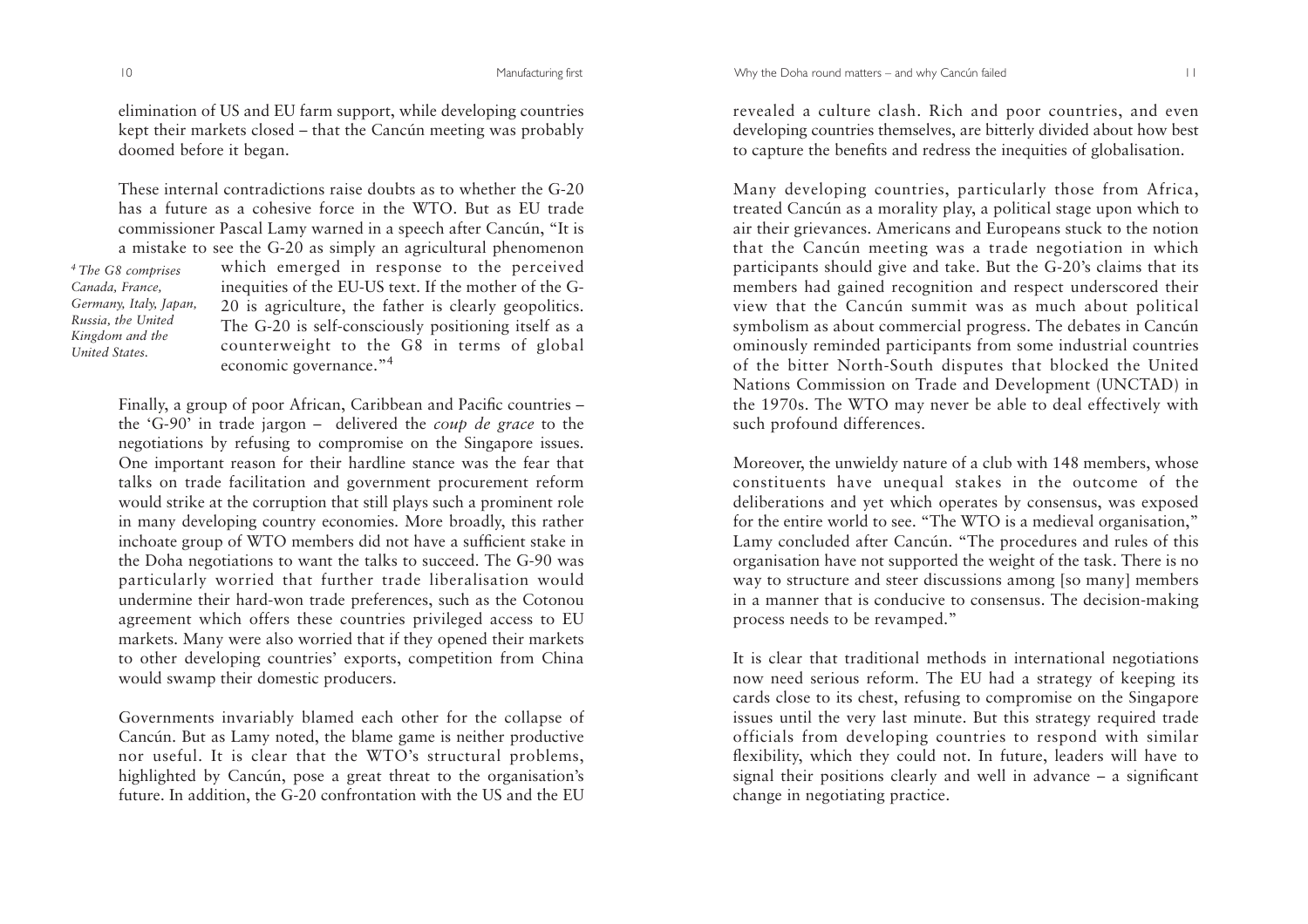elimination of US and EU farm support, while developing countries kept their markets closed – that the Cancún meeting was probably doomed before it began.

These internal contradictions raise doubts as to whether the G-20 has a future as a cohesive force in the WTO. But as EU trade commissioner Pascal Lamy warned in a speech after Cancún, "It is a mistake to see the G-20 as simply an agricultural phenomenon which emerged in response to the perceived inequities of the EU-US text. If the mother of the G-20 is agriculture, the father is clearly geopolitics. The G-20 is self-consciously positioning itself as a counterweight to the G8 in terms of global economic governance."[4]

*[4] The G8 comprises Canada, France, Germany, Italy, Japan, Russia, the United Kingdom and the United States.*

Finally, a group of poor African, Caribbean and Pacific countries – the 'G-90' in trade jargon – delivered the *coup de grace* to the negotiations by refusing to compromise on the Singapore issues. One important reason for their hardline stance was the fear that talks on trade facilitation and government procurement reform would strike at the corruption that still plays such a prominent role in many developing country economies. More broadly, this rather inchoate group of WTO members did not have a sufficient stake in the Doha negotiations to want the talks to succeed. The G-90 was particularly worried that further trade liberalisation would undermine their hard-won trade preferences, such as the Cotonou agreement which offers these countries privileged access to EU markets. Many were also worried that if they opened their markets to other developing countries' exports, competition from China would swamp their domestic producers.

Governments invariably blamed each other for the collapse of Cancún. But as Lamy noted, the blame game is neither productive nor useful. It is clear that the WTO's structural problems, highlighted by Cancún, pose a great threat to the organisation's future. In addition, the G-20 confrontation with the US and the EU revealed a culture clash. Rich and poor countries, and even developing countries themselves, are bitterly divided about how best to capture the benefits and redress the inequities of globalisation.

Many developing countries, particularly those from Africa, treated Cancún as a morality play, a political stage upon which to air their grievances. Americans and Europeans stuck to the notion that the Cancún meeting was a trade negotiation in which participants should give and take. But the G-20's claims that its members had gained recognition and respect underscored their view that the Cancún summit was as much about political symbolism as about commercial progress. The debates in Cancún ominously reminded participants from some industrial countries of the bitter North-South disputes that blocked the United Nations Commission on Trade and Development (UNCTAD) in the 1970s. The WTO may never be able to deal effectively with such profound differences.

Moreover, the unwieldy nature of a club with 148 members, whose constituents have unequal stakes in the outcome of the deliberations and yet which operates by consensus, was exposed for the entire world to see. "The WTO is a medieval organisation," Lamy concluded after Cancún. "The procedures and rules of this organisation have not supported the weight of the task. There is no way to structure and steer discussions among [so many] members in a manner that is conducive to consensus. The decision-making process needs to be revamped."

It is clear that traditional methods in international negotiations now need serious reform. The EU had a strategy of keeping its cards close to its chest, refusing to compromise on the Singapore issues until the very last minute. But this strategy required trade officials from developing countries to respond with similar flexibility, which they could not. In future, leaders will have to signal their positions clearly and well in advance – a significant change in negotiating practice.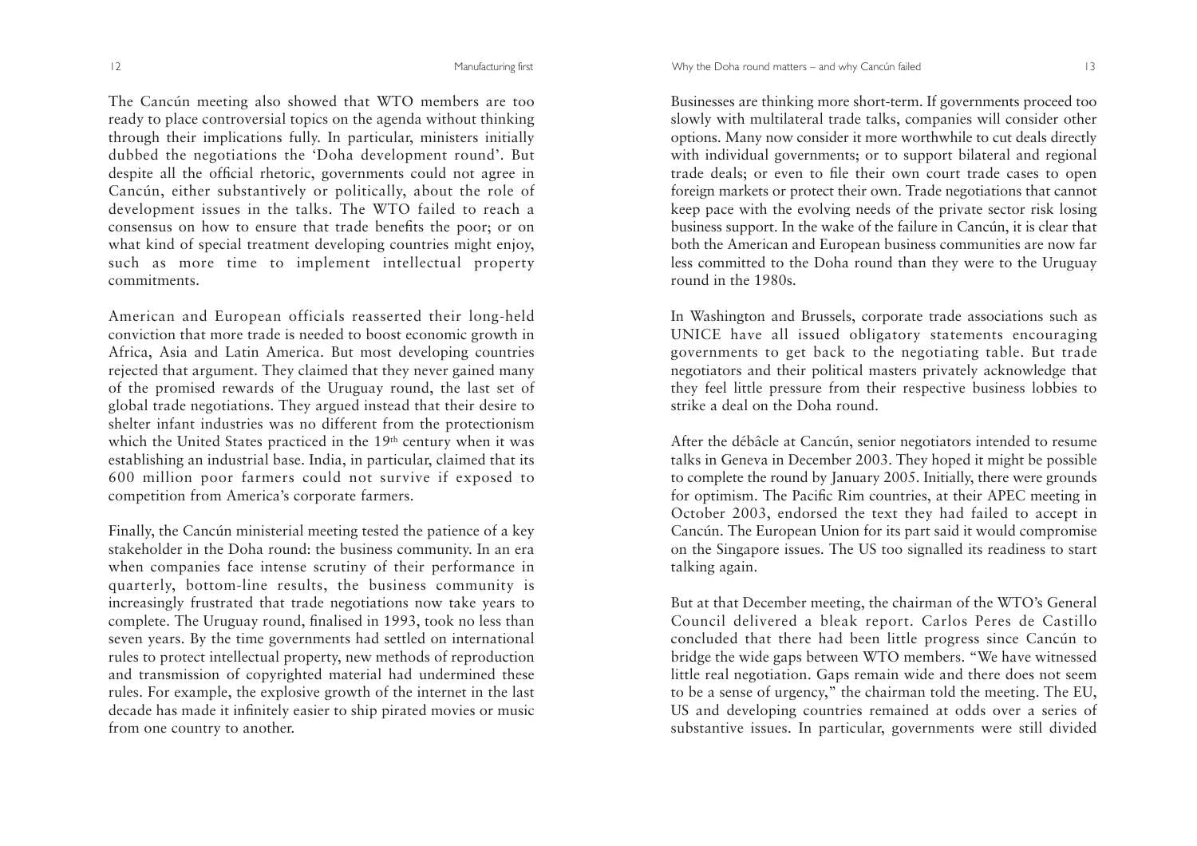The Cancún meeting also showed that WTO members are too ready to place controversial topics on the agenda without thinking through their implications fully. In particular, ministers initially dubbed the negotiations the 'Doha development round'. But despite all the official rhetoric, governments could not agree in Cancún, either substantively or politically, about the role of development issues in the talks. The WTO failed to reach a consensus on how to ensure that trade benefits the poor; or on what kind of special treatment developing countries might enjoy, such as more time to implement intellectual property commitments.

American and European officials reasserted their long-held conviction that more trade is needed to boost economic growth in Africa, Asia and Latin America. But most developing countries rejected that argument. They claimed that they never gained many of the promised rewards of the Uruguay round, the last set of global trade negotiations. They argued instead that their desire to shelter infant industries was no different from the protectionism which the United States practiced in the 19th century when it was establishing an industrial base. India, in particular, claimed that its 600 million poor farmers could not survive if exposed to competition from America's corporate farmers.

Finally, the Cancún ministerial meeting tested the patience of a key stakeholder in the Doha round: the business community. In an era when companies face intense scrutiny of their performance in quarterly, bottom-line results, the business community is increasingly frustrated that trade negotiations now take years to complete. The Uruguay round, finalised in 1993, took no less than seven years. By the time governments had settled on international rules to protect intellectual property, new methods of reproduction and transmission of copyrighted material had undermined these rules. For example, the explosive growth of the internet in the last decade has made it infinitely easier to ship pirated movies or music from one country to another.

Businesses are thinking more short-term. If governments proceed too slowly with multilateral trade talks, companies will consider other options. Many now consider it more worthwhile to cut deals directly with individual governments; or to support bilateral and regional trade deals; or even to file their own court trade cases to open foreign markets or protect their own. Trade negotiations that cannot keep pace with the evolving needs of the private sector risk losing business support. In the wake of the failure in Cancún, it is clear that both the American and European business communities are now far less committed to the Doha round than they were to the Uruguay round in the 1980s.

In Washington and Brussels, corporate trade associations such as UNICE have all issued obligatory statements encouraging governments to get back to the negotiating table. But trade negotiators and their political masters privately acknowledge that they feel little pressure from their respective business lobbies to strike a deal on the Doha round.

After the débâcle at Cancún, senior negotiators intended to resume talks in Geneva in December 2003. They hoped it might be possible to complete the round by January 2005. Initially, there were grounds for optimism. The Pacific Rim countries, at their APEC meeting in October 2003, endorsed the text they had failed to accept in Cancún. The European Union for its part said it would compromise on the Singapore issues. The US too signalled its readiness to start talking again.

But at that December meeting, the chairman of the WTO's General Council delivered a bleak report. Carlos Peres de Castillo concluded that there had been little progress since Cancún to bridge the wide gaps between WTO members. "We have witnessed little real negotiation. Gaps remain wide and there does not seem to be a sense of urgency," the chairman told the meeting. The EU, US and developing countries remained at odds over a series of substantive issues. In particular, governments were still divided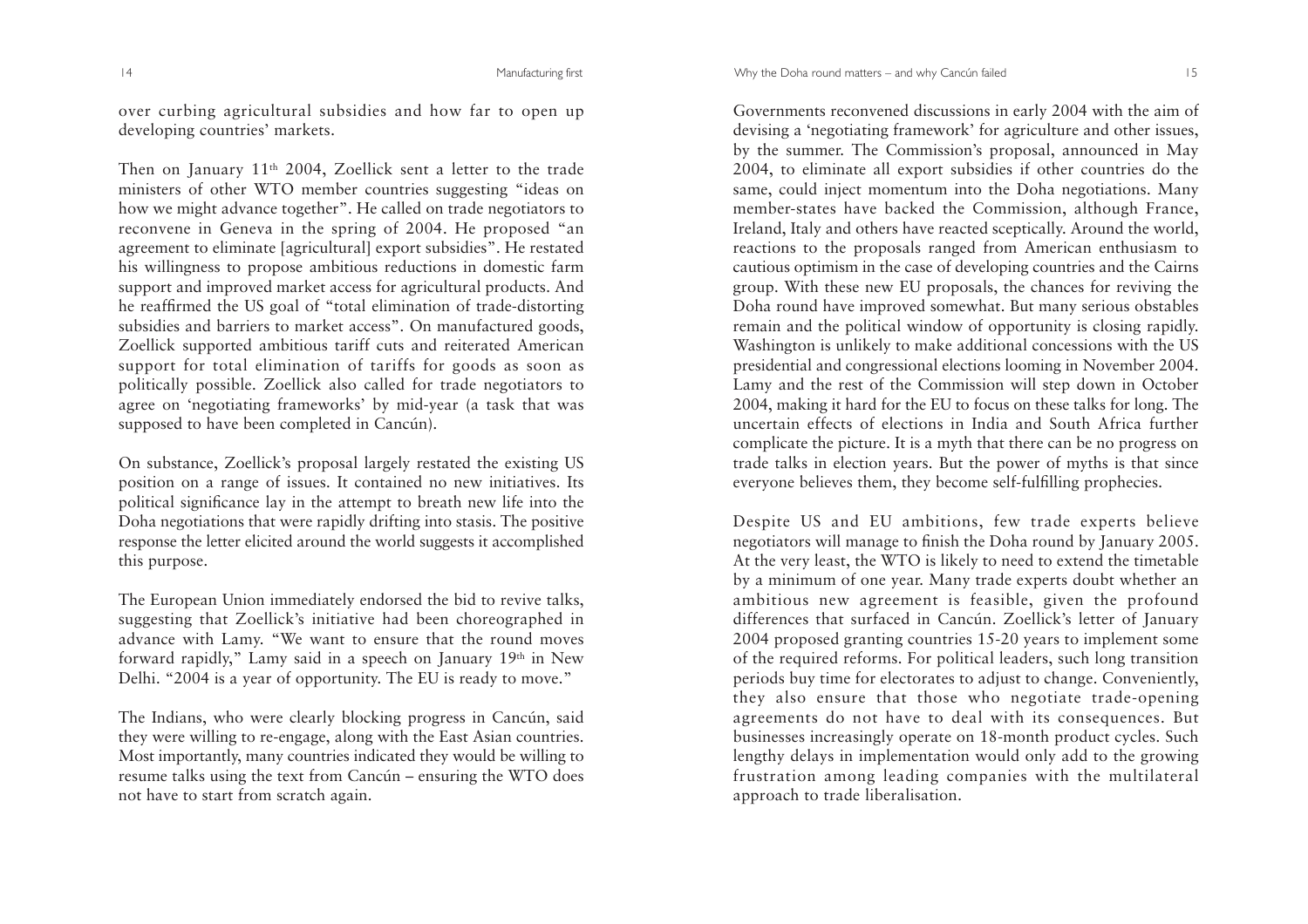over curbing agricultural subsidies and how far to open up developing countries' markets.

Then on January 11th 2004, Zoellick sent a letter to the trade ministers of other WTO member countries suggesting "ideas on how we might advance together". He called on trade negotiators to reconvene in Geneva in the spring of 2004. He proposed "an agreement to eliminate [agricultural] export subsidies". He restated his willingness to propose ambitious reductions in domestic farm support and improved market access for agricultural products. And he reaffirmed the US goal of "total elimination of trade-distorting subsidies and barriers to market access". On manufactured goods, Zoellick supported ambitious tariff cuts and reiterated American support for total elimination of tariffs for goods as soon as politically possible. Zoellick also called for trade negotiators to agree on 'negotiating frameworks' by mid-year (a task that was supposed to have been completed in Cancún).

On substance, Zoellick's proposal largely restated the existing US position on a range of issues. It contained no new initiatives. Its political significance lay in the attempt to breath new life into the Doha negotiations that were rapidly drifting into stasis. The positive response the letter elicited around the world suggests it accomplished this purpose.

The European Union immediately endorsed the bid to revive talks, suggesting that Zoellick's initiative had been choreographed in advance with Lamy. "We want to ensure that the round moves forward rapidly," Lamy said in a speech on January 19th in New Delhi. "2004 is a year of opportunity. The EU is ready to move."

The Indians, who were clearly blocking progress in Cancún, said they were willing to re-engage, along with the East Asian countries. Most importantly, many countries indicated they would be willing to resume talks using the text from Cancún – ensuring the WTO does not have to start from scratch again.

Governments reconvened discussions in early 2004 with the aim of devising a 'negotiating framework' for agriculture and other issues, by the summer. The Commission's proposal, announced in May 2004, to eliminate all export subsidies if other countries do the same, could inject momentum into the Doha negotiations. Many member-states have backed the Commission, although France, Ireland, Italy and others have reacted sceptically. Around the world, reactions to the proposals ranged from American enthusiasm to cautious optimism in the case of developing countries and the Cairns group. With these new EU proposals, the chances for reviving the Doha round have improved somewhat. But many serious obstables remain and the political window of opportunity is closing rapidly. Washington is unlikely to make additional concessions with the US presidential and congressional elections looming in November 2004. Lamy and the rest of the Commission will step down in October 2004, making it hard for the EU to focus on these talks for long. The uncertain effects of elections in India and South Africa further complicate the picture. It is a myth that there can be no progress on trade talks in election years. But the power of myths is that since everyone believes them, they become self-fulfilling prophecies.

Despite US and EU ambitions, few trade experts believe negotiators will manage to finish the Doha round by January 2005. At the very least, the WTO is likely to need to extend the timetable by a minimum of one year. Many trade experts doubt whether an ambitious new agreement is feasible, given the profound differences that surfaced in Cancún. Zoellick's letter of January 2004 proposed granting countries 15-20 years to implement some of the required reforms. For political leaders, such long transition periods buy time for electorates to adjust to change. Conveniently, they also ensure that those who negotiate trade-opening agreements do not have to deal with its consequences. But businesses increasingly operate on 18-month product cycles. Such lengthy delays in implementation would only add to the growing frustration among leading companies with the multilateral approach to trade liberalisation.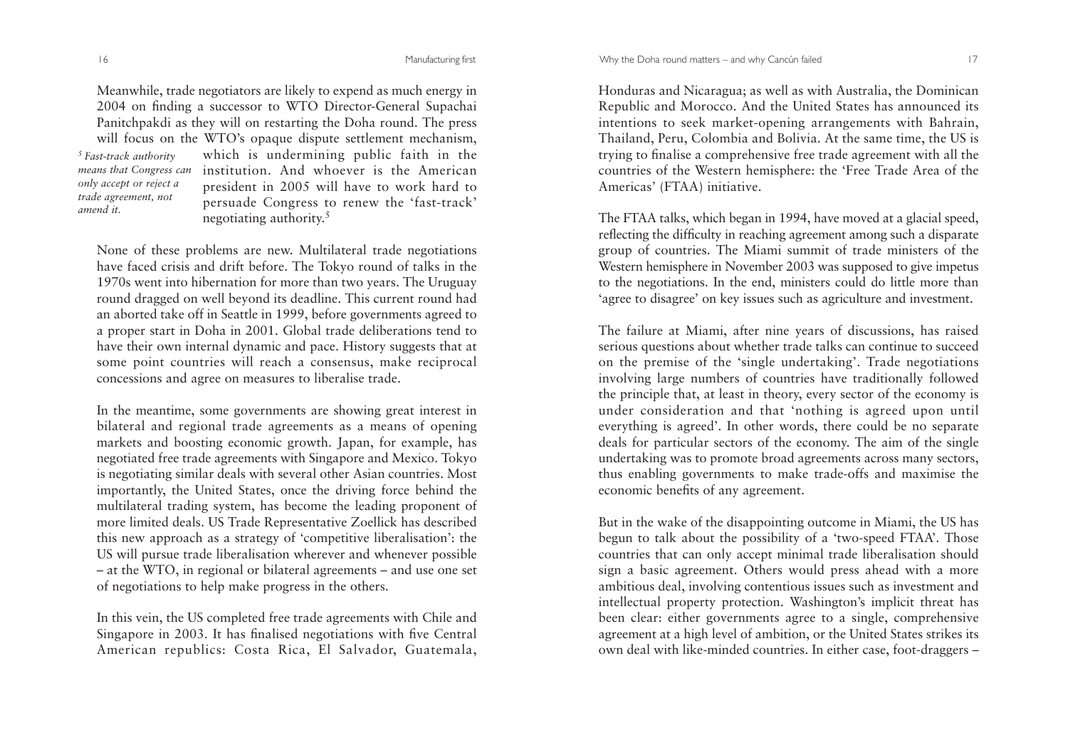Meanwhile, trade negotiators are likely to expend as much energy in 2004 on finding a successor to WTO Director-General Supachai Panitchpakdi as they will on restarting the Doha round. The press will focus on the WTO's opaque dispute settlement mechanism, which is undermining public faith in the institution. And whoever is the American president in 2005 will have to work hard to persuade Congress to renew the 'fast-track' negotiating authority.[5]

*[5] Fast-track authority means that Congress can only accept or reject a trade agreement, not amend it.*

None of these problems are new. Multilateral trade negotiations have faced crisis and drift before. The Tokyo round of talks in the 1970s went into hibernation for more than two years. The Uruguay round dragged on well beyond its deadline. This current round had an aborted take off in Seattle in 1999, before governments agreed to a proper start in Doha in 2001. Global trade deliberations tend to have their own internal dynamic and pace. History suggests that at some point countries will reach a consensus, make reciprocal concessions and agree on measures to liberalise trade.

In the meantime, some governments are showing great interest in bilateral and regional trade agreements as a means of opening markets and boosting economic growth. Japan, for example, has negotiated free trade agreements with Singapore and Mexico. Tokyo is negotiating similar deals with several other Asian countries. Most importantly, the United States, once the driving force behind the multilateral trading system, has become the leading proponent of more limited deals. US Trade Representative Zoellick has described this new approach as a strategy of 'competitive liberalisation': the US will pursue trade liberalisation wherever and whenever possible – at the WTO, in regional or bilateral agreements – and use one set of negotiations to help make progress in the others.

In this vein, the US completed free trade agreements with Chile and Singapore in 2003. It has finalised negotiations with five Central American republics: Costa Rica, El Salvador, Guatemala, Honduras and Nicaragua; as well as with Australia, the Dominican Republic and Morocco. And the United States has announced its intentions to seek market-opening arrangements with Bahrain, Thailand, Peru, Colombia and Bolivia. At the same time, the US is trying to finalise a comprehensive free trade agreement with all the countries of the Western hemisphere: the 'Free Trade Area of the Americas' (FTAA) initiative.

The FTAA talks, which began in 1994, have moved at a glacial speed, reflecting the difficulty in reaching agreement among such a disparate group of countries. The Miami summit of trade ministers of the Western hemisphere in November 2003 was supposed to give impetus to the negotiations. In the end, ministers could do little more than 'agree to disagree' on key issues such as agriculture and investment.

The failure at Miami, after nine years of discussions, has raised serious questions about whether trade talks can continue to succeed on the premise of the 'single undertaking'. Trade negotiations involving large numbers of countries have traditionally followed the principle that, at least in theory, every sector of the economy is under consideration and that 'nothing is agreed upon until everything is agreed'. In other words, there could be no separate deals for particular sectors of the economy. The aim of the single undertaking was to promote broad agreements across many sectors, thus enabling governments to make trade-offs and maximise the economic benefits of any agreement.

But in the wake of the disappointing outcome in Miami, the US has begun to talk about the possibility of a 'two-speed FTAA'. Those countries that can only accept minimal trade liberalisation should sign a basic agreement. Others would press ahead with a more ambitious deal, involving contentious issues such as investment and intellectual property protection. Washington's implicit threat has been clear: either governments agree to a single, comprehensive agreement at a high level of ambition, or the United States strikes its own deal with like-minded countries. In either case, foot-draggers –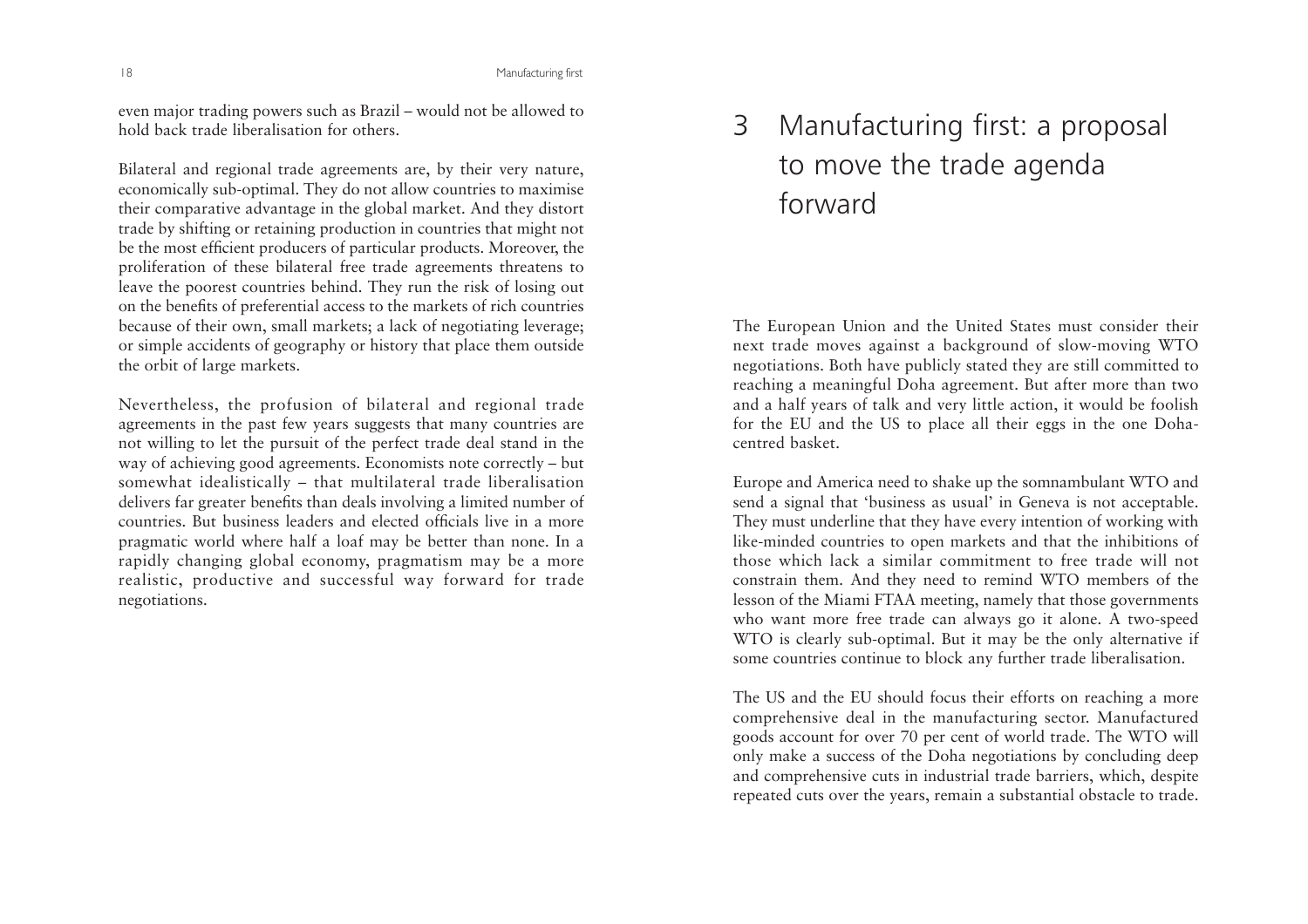even major trading powers such as Brazil – would not be allowed to hold back trade liberalisation for others.

Bilateral and regional trade agreements are, by their very nature, economically sub-optimal. They do not allow countries to maximise their comparative advantage in the global market. And they distort trade by shifting or retaining production in countries that might not be the most efficient producers of particular products. Moreover, the proliferation of these bilateral free trade agreements threatens to leave the poorest countries behind. They run the risk of losing out on the benefits of preferential access to the markets of rich countries because of their own, small markets; a lack of negotiating leverage; or simple accidents of geography or history that place them outside the orbit of large markets.

Nevertheless, the profusion of bilateral and regional trade agreements in the past few years suggests that many countries are not willing to let the pursuit of the perfect trade deal stand in the way of achieving good agreements. Economists note correctly – but somewhat idealistically – that multilateral trade liberalisation delivers far greater benefits than deals involving a limited number of countries. But business leaders and elected officials live in a more pragmatic world where half a loaf may be better than none. In a rapidly changing global economy, pragmatism may be a more realistic, productive and successful way forward for trade negotiations.

# 3 Manufacturing first: a proposal to move the trade agenda forward

The European Union and the United States must consider their next trade moves against a background of slow-moving WTO negotiations. Both have publicly stated they are still committed to reaching a meaningful Doha agreement. But after more than two and a half years of talk and very little action, it would be foolish for the EU and the US to place all their eggs in the one Doha-centred basket.

Europe and America need to shake up the somnambulant WTO and send a signal that 'business as usual' in Geneva is not acceptable. They must underline that they have every intention of working with like-minded countries to open markets and that the inhibitions of those which lack a similar commitment to free trade will not constrain them. And they need to remind WTO members of the lesson of the Miami FTAA meeting, namely that those governments who want more free trade can always go it alone. A two-speed WTO is clearly sub-optimal. But it may be the only alternative if some countries continue to block any further trade liberalisation.

The US and the EU should focus their efforts on reaching a more comprehensive deal in the manufacturing sector. Manufactured goods account for over 70 per cent of world trade. The WTO will only make a success of the Doha negotiations by concluding deep and comprehensive cuts in industrial trade barriers, which, despite repeated cuts over the years, remain a substantial obstacle to trade.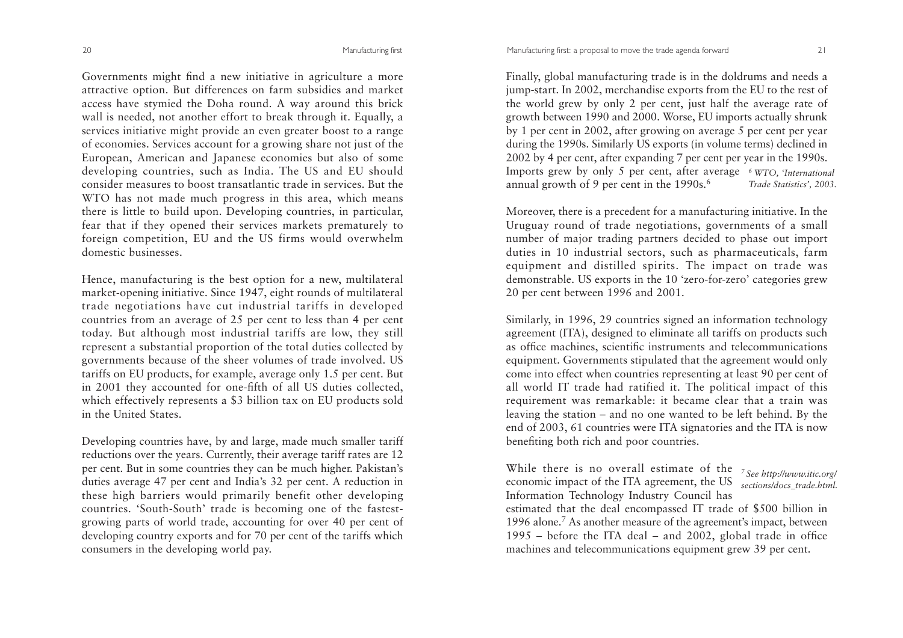Governments might find a new initiative in agriculture a more attractive option. But differences on farm subsidies and market access have stymied the Doha round. A way around this brick wall is needed, not another effort to break through it. Equally, a services initiative might provide an even greater boost to a range of economies. Services account for a growing share not just of the European, American and Japanese economies but also of some developing countries, such as India. The US and EU should consider measures to boost transatlantic trade in services. But the WTO has not made much progress in this area, which means there is little to build upon. Developing countries, in particular, fear that if they opened their services markets prematurely to foreign competition, EU and the US firms would overwhelm domestic businesses.

Hence, manufacturing is the best option for a new, multilateral market-opening initiative. Since 1947, eight rounds of multilateral trade negotiations have cut industrial tariffs in developed countries from an average of 25 per cent to less than 4 per cent today. But although most industrial tariffs are low, they still represent a substantial proportion of the total duties collected by governments because of the sheer volumes of trade involved. US tariffs on EU products, for example, average only 1.5 per cent. But in 2001 they accounted for one-fifth of all US duties collected, which effectively represents a $3 billion tax on EU products sold in the United States.

Developing countries have, by and large, made much smaller tariff reductions over the years. Currently, their average tariff rates are 12 per cent. But in some countries they can be much higher. Pakistan's duties average 47 per cent and India's 32 per cent. A reduction in these high barriers would primarily benefit other developing countries. 'South-South' trade is becoming one of the fastest-growing parts of world trade, accounting for over 40 per cent of developing country exports and for 70 per cent of the tariffs which consumers in the developing world pay.

Finally, global manufacturing trade is in the doldrums and needs a jump-start. In 2002, merchandise exports from the EU to the rest of the world grew by only 2 per cent, just half the average rate of growth between 1990 and 2000. Worse, EU imports actually shrunk by 1 per cent in 2002, after growing on average 5 per cent per year during the 1990s. Similarly US exports (in volume terms) declined in 2002 by 4 per cent, after expanding 7 per cent per year in the 1990s. Imports grew by only 5 per cent, after average annual growth of 9 per cent in the 1990s.[6]

[6] *WTO, 'International Trade Statistics', 2003.*

Moreover, there is a precedent for a manufacturing initiative. In the Uruguay round of trade negotiations, governments of a small number of major trading partners decided to phase out import duties in 10 industrial sectors, such as pharmaceuticals, farm equipment and distilled spirits. The impact on trade was demonstrable. US exports in the 10 'zero-for-zero' categories grew 20 per cent between 1996 and 2001.

Similarly, in 1996, 29 countries signed an information technology agreement (ITA), designed to eliminate all tariffs on products such as office machines, scientific instruments and telecommunications equipment. Governments stipulated that the agreement would only come into effect when countries representing at least 90 per cent of all world IT trade had ratified it. The political impact of this requirement was remarkable: it became clear that a train was leaving the station – and no one wanted to be left behind. By the end of 2003, 61 countries were ITA signatories and the ITA is now benefiting both rich and poor countries.

While there is no overall estimate of the economic impact of the ITA agreement, the US Information Technology Industry Council has estimated that the deal encompassed IT trade of $500 billion in 1996 alone.[7] As another measure of the agreement's impact, between 1995 – before the ITA deal – and 2002, global trade in office machines and telecommunications equipment grew 39 per cent.

[7] *See http://www.itic.org/sections/docs_trade.html.*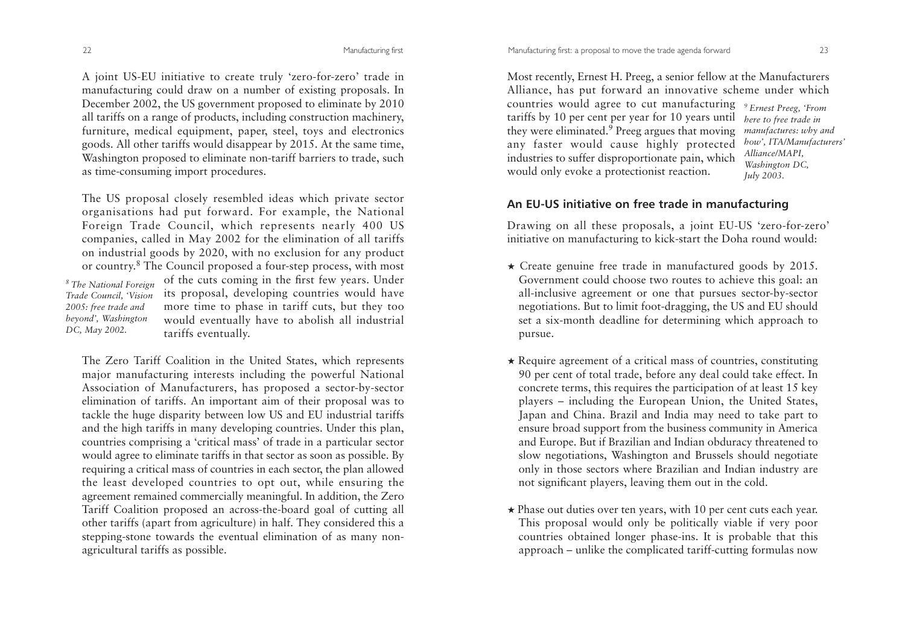A joint US-EU initiative to create truly 'zero-for-zero' trade in manufacturing could draw on a number of existing proposals. In December 2002, the US government proposed to eliminate by 2010 all tariffs on a range of products, including construction machinery, furniture, medical equipment, paper, steel, toys and electronics goods. All other tariffs would disappear by 2015. At the same time, Washington proposed to eliminate non-tariff barriers to trade, such as time-consuming import procedures.

The US proposal closely resembled ideas which private sector organisations had put forward. For example, the National Foreign Trade Council, which represents nearly 400 US companies, called in May 2002 for the elimination of all tariffs on industrial goods by 2020, with no exclusion for any product or country.[8] The Council proposed a four-step process, with most of the cuts coming in the first few years. Under its proposal, developing countries would have more time to phase in tariff cuts, but they too would eventually have to abolish all industrial tariffs eventually.

[8] *The National Foreign Trade Council, 'Vision 2005: free trade and beyond', Washington DC, May 2002.*

The Zero Tariff Coalition in the United States, which represents major manufacturing interests including the powerful National Association of Manufacturers, has proposed a sector-by-sector elimination of tariffs. An important aim of their proposal was to tackle the huge disparity between low US and EU industrial tariffs and the high tariffs in many developing countries. Under this plan, countries comprising a 'critical mass' of trade in a particular sector would agree to eliminate tariffs in that sector as soon as possible. By requiring a critical mass of countries in each sector, the plan allowed the least developed countries to opt out, while ensuring the agreement remained commercially meaningful. In addition, the Zero Tariff Coalition proposed an across-the-board goal of cutting all other tariffs (apart from agriculture) in half. They considered this a stepping-stone towards the eventual elimination of as many non-agricultural tariffs as possible.

Most recently, Ernest H. Preeg, a senior fellow at the Manufacturers Alliance, has put forward an innovative scheme under which countries would agree to cut manufacturing tariffs by 10 per cent per year for 10 years until they were eliminated.[9] Preeg argues that moving any faster would cause highly protected industries to suffer disproportionate pain, which would only evoke a protectionist reaction.

[9] *Ernest Preeg, 'From here to free trade in manufactures: why and how', ITA/Manufacturers' Alliance/MAPI, Washington DC, July 2003.*

## An EU-US initiative on free trade in manufacturing

Drawing on all these proposals, a joint EU-US 'zero-for-zero' initiative on manufacturing to kick-start the Doha round would:

- Create genuine free trade in manufactured goods by 2015. Government could choose two routes to achieve this goal: an all-inclusive agreement or one that pursues sector-by-sector negotiations. But to limit foot-dragging, the US and EU should set a six-month deadline for determining which approach to pursue.

- Require agreement of a critical mass of countries, constituting 90 per cent of total trade, before any deal could take effect. In concrete terms, this requires the participation of at least 15 key players – including the European Union, the United States, Japan and China. Brazil and India may need to take part to ensure broad support from the business community in America and Europe. But if Brazilian and Indian obduracy threatened to slow negotiations, Washington and Brussels should negotiate only in those sectors where Brazilian and Indian industry are not significant players, leaving them out in the cold.

- Phase out duties over ten years, with 10 per cent cuts each year. This proposal would only be politically viable if very poor countries obtained longer phase-ins. It is probable that this approach – unlike the complicated tariff-cutting formulas now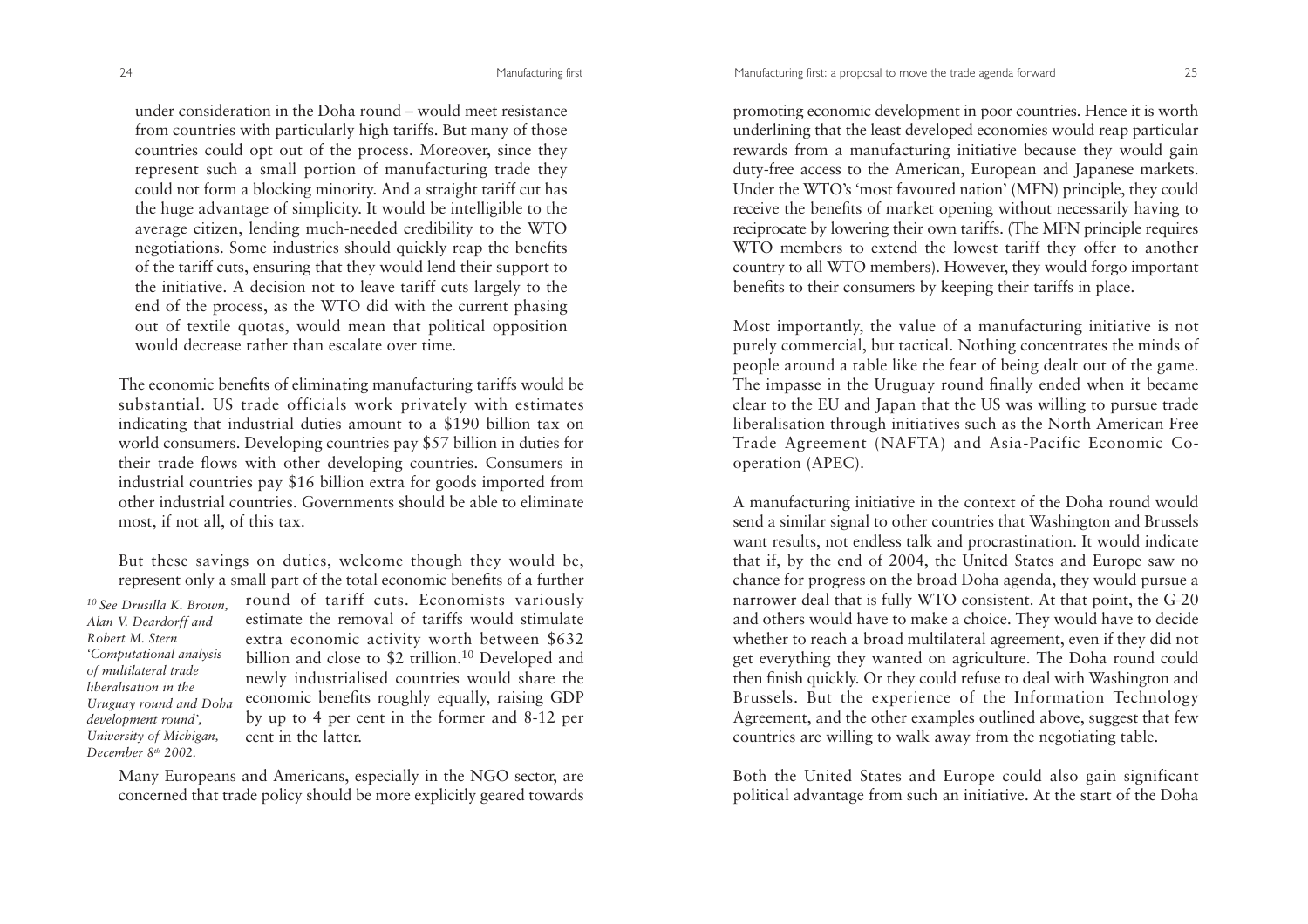under consideration in the Doha round – would meet resistance from countries with particularly high tariffs. But many of those countries could opt out of the process. Moreover, since they represent such a small portion of manufacturing trade they could not form a blocking minority. And a straight tariff cut has the huge advantage of simplicity. It would be intelligible to the average citizen, lending much-needed credibility to the WTO negotiations. Some industries should quickly reap the benefits of the tariff cuts, ensuring that they would lend their support to the initiative. A decision not to leave tariff cuts largely to the end of the process, as the WTO did with the current phasing out of textile quotas, would mean that political opposition would decrease rather than escalate over time.

The economic benefits of eliminating manufacturing tariffs would be substantial. US trade officials work privately with estimates indicating that industrial duties amount to a $190 billion tax on world consumers. Developing countries pay $57 billion in duties for their trade flows with other developing countries. Consumers in industrial countries pay $16 billion extra for goods imported from other industrial countries. Governments should be able to eliminate most, if not all, of this tax.

But these savings on duties, welcome though they would be, represent only a small part of the total economic benefits of a further round of tariff cuts. Economists variously estimate the removal of tariffs would stimulate extra economic activity worth between $632 billion and close to $2 trillion.[10] Developed and newly industrialised countries would share the economic benefits roughly equally, raising GDP by up to 4 per cent in the former and 8-12 per cent in the latter.

[10] *See Drusilla K. Brown, Alan V. Deardorff and Robert M. Stern 'Computational analysis of multilateral trade liberalisation in the Uruguay round and Doha development round', University of Michigan, December 8th 2002.*

Many Europeans and Americans, especially in the NGO sector, are concerned that trade policy should be more explicitly geared towards promoting economic development in poor countries. Hence it is worth underlining that the least developed economies would reap particular rewards from a manufacturing initiative because they would gain duty-free access to the American, European and Japanese markets. Under the WTO's 'most favoured nation' (MFN) principle, they could receive the benefits of market opening without necessarily having to reciprocate by lowering their own tariffs. (The MFN principle requires WTO members to extend the lowest tariff they offer to another country to all WTO members). However, they would forgo important benefits to their consumers by keeping their tariffs in place.

Most importantly, the value of a manufacturing initiative is not purely commercial, but tactical. Nothing concentrates the minds of people around a table like the fear of being dealt out of the game. The impasse in the Uruguay round finally ended when it became clear to the EU and Japan that the US was willing to pursue trade liberalisation through initiatives such as the North American Free Trade Agreement (NAFTA) and Asia-Pacific Economic Co-operation (APEC).

A manufacturing initiative in the context of the Doha round would send a similar signal to other countries that Washington and Brussels want results, not endless talk and procrastination. It would indicate that if, by the end of 2004, the United States and Europe saw no chance for progress on the broad Doha agenda, they would pursue a narrower deal that is fully WTO consistent. At that point, the G-20 and others would have to make a choice. They would have to decide whether to reach a broad multilateral agreement, even if they did not get everything they wanted on agriculture. The Doha round could then finish quickly. Or they could refuse to deal with Washington and Brussels. But the experience of the Information Technology Agreement, and the other examples outlined above, suggest that few countries are willing to walk away from the negotiating table.

Both the United States and Europe could also gain significant political advantage from such an initiative. At the start of the Doha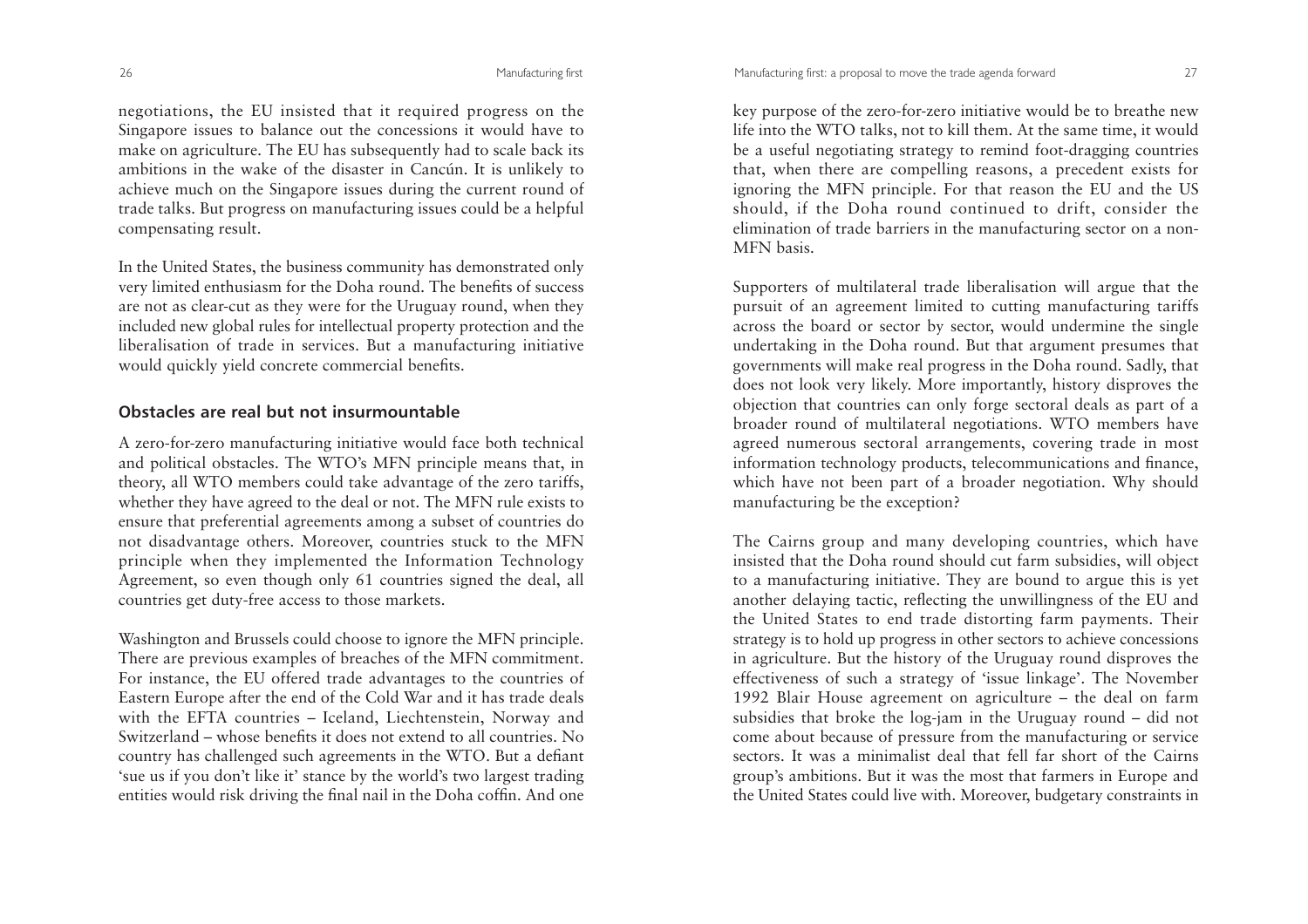negotiations, the EU insisted that it required progress on the Singapore issues to balance out the concessions it would have to make on agriculture. The EU has subsequently had to scale back its ambitions in the wake of the disaster in Cancún. It is unlikely to achieve much on the Singapore issues during the current round of trade talks. But progress on manufacturing issues could be a helpful compensating result.

In the United States, the business community has demonstrated only very limited enthusiasm for the Doha round. The benefits of success are not as clear-cut as they were for the Uruguay round, when they included new global rules for intellectual property protection and the liberalisation of trade in services. But a manufacturing initiative would quickly yield concrete commercial benefits.

## Obstacles are real but not insurmountable

A zero-for-zero manufacturing initiative would face both technical and political obstacles. The WTO's MFN principle means that, in theory, all WTO members could take advantage of the zero tariffs, whether they have agreed to the deal or not. The MFN rule exists to ensure that preferential agreements among a subset of countries do not disadvantage others. Moreover, countries stuck to the MFN principle when they implemented the Information Technology Agreement, so even though only 61 countries signed the deal, all countries get duty-free access to those markets.

Washington and Brussels could choose to ignore the MFN principle. There are previous examples of breaches of the MFN commitment. For instance, the EU offered trade advantages to the countries of Eastern Europe after the end of the Cold War and it has trade deals with the EFTA countries – Iceland, Liechtenstein, Norway and Switzerland – whose benefits it does not extend to all countries. No country has challenged such agreements in the WTO. But a defiant 'sue us if you don't like it' stance by the world's two largest trading entities would risk driving the final nail in the Doha coffin. And one key purpose of the zero-for-zero initiative would be to breathe new life into the WTO talks, not to kill them. At the same time, it would be a useful negotiating strategy to remind foot-dragging countries that, when there are compelling reasons, a precedent exists for ignoring the MFN principle. For that reason the EU and the US should, if the Doha round continued to drift, consider the elimination of trade barriers in the manufacturing sector on a non-MFN basis.

Supporters of multilateral trade liberalisation will argue that the pursuit of an agreement limited to cutting manufacturing tariffs across the board or sector by sector, would undermine the single undertaking in the Doha round. But that argument presumes that governments will make real progress in the Doha round. Sadly, that does not look very likely. More importantly, history disproves the objection that countries can only forge sectoral deals as part of a broader round of multilateral negotiations. WTO members have agreed numerous sectoral arrangements, covering trade in most information technology products, telecommunications and finance, which have not been part of a broader negotiation. Why should manufacturing be the exception?

The Cairns group and many developing countries, which have insisted that the Doha round should cut farm subsidies, will object to a manufacturing initiative. They are bound to argue this is yet another delaying tactic, reflecting the unwillingness of the EU and the United States to end trade distorting farm payments. Their strategy is to hold up progress in other sectors to achieve concessions in agriculture. But the history of the Uruguay round disproves the effectiveness of such a strategy of 'issue linkage'. The November 1992 Blair House agreement on agriculture – the deal on farm subsidies that broke the log-jam in the Uruguay round – did not come about because of pressure from the manufacturing or service sectors. It was a minimalist deal that fell far short of the Cairns group's ambitions. But it was the most that farmers in Europe and the United States could live with. Moreover, budgetary constraints in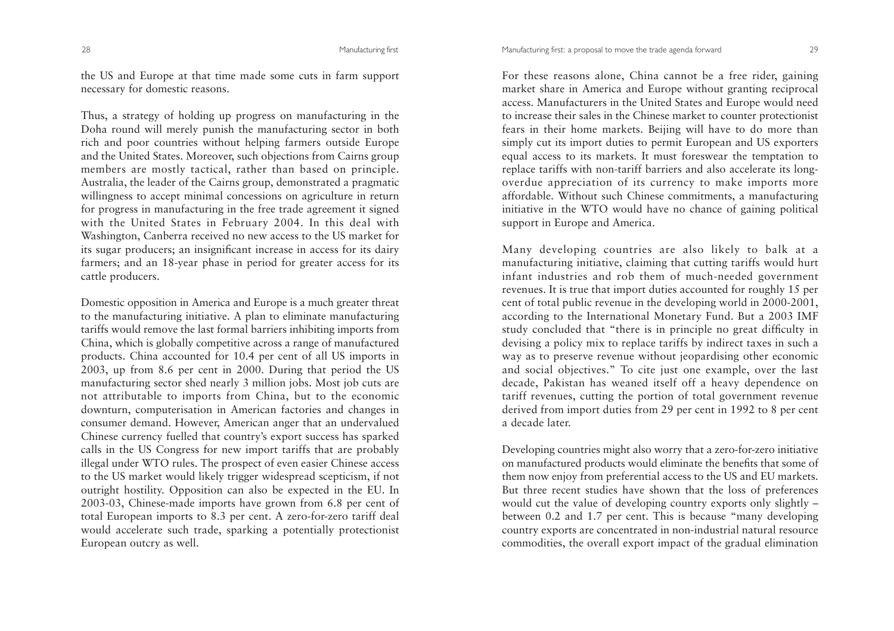the US and Europe at that time made some cuts in farm support necessary for domestic reasons.

Thus, a strategy of holding up progress on manufacturing in the Doha round will merely punish the manufacturing sector in both rich and poor countries without helping farmers outside Europe and the United States. Moreover, such objections from Cairns group members are mostly tactical, rather than based on principle. Australia, the leader of the Cairns group, demonstrated a pragmatic willingness to accept minimal concessions on agriculture in return for progress in manufacturing in the free trade agreement it signed with the United States in February 2004. In this deal with Washington, Canberra received no new access to the US market for its sugar producers; an insignificant increase in access for its dairy farmers; and an 18-year phase in period for greater access for its cattle producers.

Domestic opposition in America and Europe is a much greater threat to the manufacturing initiative. A plan to eliminate manufacturing tariffs would remove the last formal barriers inhibiting imports from China, which is globally competitive across a range of manufactured products. China accounted for 10.4 per cent of all US imports in 2003, up from 8.6 per cent in 2000. During that period the US manufacturing sector shed nearly 3 million jobs. Most job cuts are not attributable to imports from China, but to the economic downturn, computerisation in American factories and changes in consumer demand. However, American anger that an undervalued Chinese currency fuelled that country's export success has sparked calls in the US Congress for new import tariffs that are probably illegal under WTO rules. The prospect of even easier Chinese access to the US market would likely trigger widespread scepticism, if not outright hostility. Opposition can also be expected in the EU. In 2003-03, Chinese-made imports have grown from 6.8 per cent of total European imports to 8.3 per cent. A zero-for-zero tariff deal would accelerate such trade, sparking a potentially protectionist European outcry as well.

For these reasons alone, China cannot be a free rider, gaining market share in America and Europe without granting reciprocal access. Manufacturers in the United States and Europe would need to increase their sales in the Chinese market to counter protectionist fears in their home markets. Beijing will have to do more than simply cut its import duties to permit European and US exporters equal access to its markets. It must foreswear the temptation to replace tariffs with non-tariff barriers and also accelerate its long-overdue appreciation of its currency to make imports more affordable. Without such Chinese commitments, a manufacturing initiative in the WTO would have no chance of gaining political support in Europe and America.

Many developing countries are also likely to balk at a manufacturing initiative, claiming that cutting tariffs would hurt infant industries and rob them of much-needed government revenues. It is true that import duties accounted for roughly 15 per cent of total public revenue in the developing world in 2000-2001, according to the International Monetary Fund. But a 2003 IMF study concluded that "there is in principle no great difficulty in devising a policy mix to replace tariffs by indirect taxes in such a way as to preserve revenue without jeopardising other economic and social objectives." To cite just one example, over the last decade, Pakistan has weaned itself off a heavy dependence on tariff revenues, cutting the portion of total government revenue derived from import duties from 29 per cent in 1992 to 8 per cent a decade later.

Developing countries might also worry that a zero-for-zero initiative on manufactured products would eliminate the benefits that some of them now enjoy from preferential access to the US and EU markets. But three recent studies have shown that the loss of preferences would cut the value of developing country exports only slightly – between 0.2 and 1.7 per cent. This is because "many developing country exports are concentrated in non-industrial natural resource commodities, the overall export impact of the gradual elimination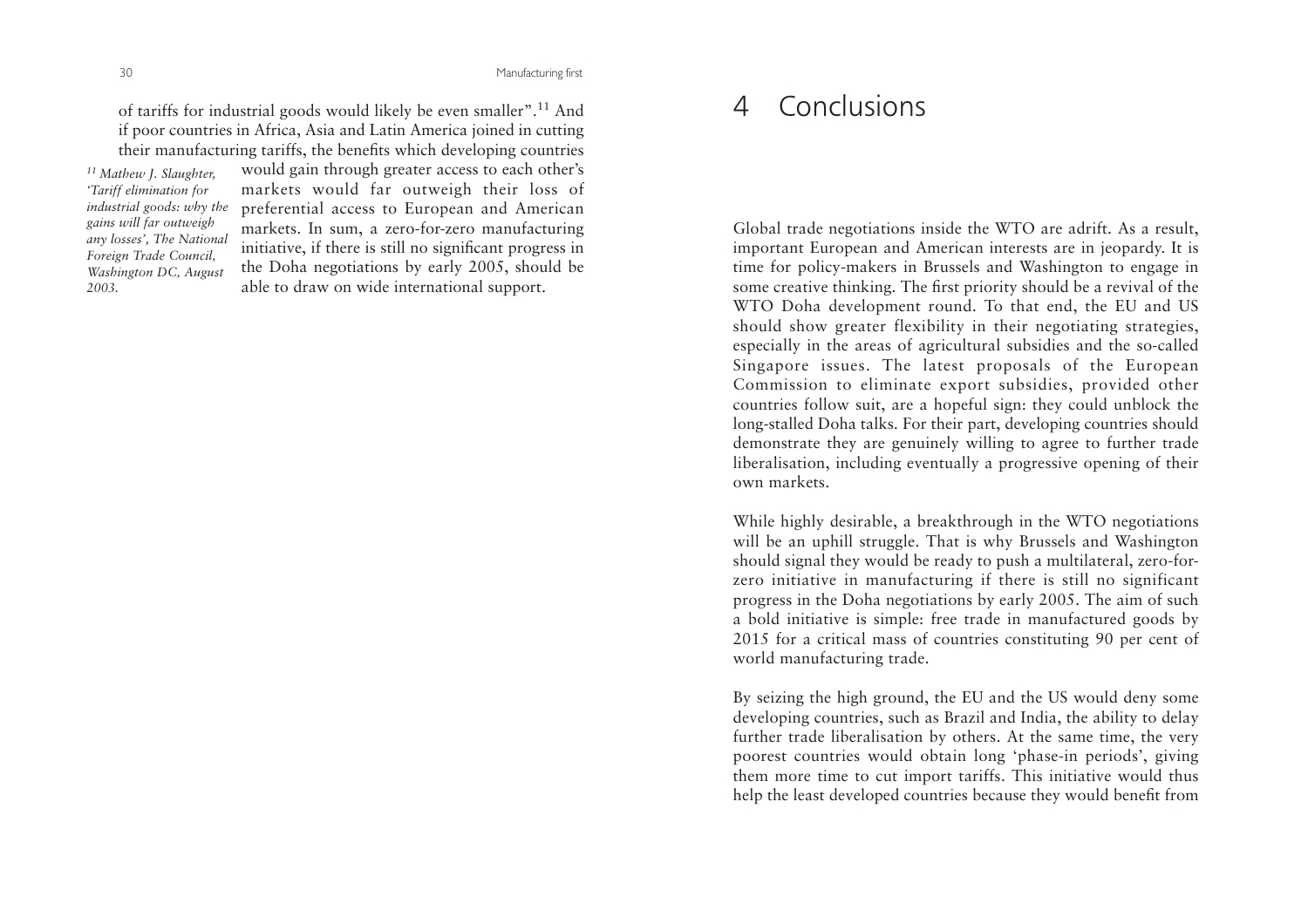of tariffs for industrial goods would likely be even smaller".[11] And if poor countries in Africa, Asia and Latin America joined in cutting their manufacturing tariffs, the benefits which developing countries would gain through greater access to each other's markets would far outweigh their loss of preferential access to European and American markets. In sum, a zero-for-zero manufacturing initiative, if there is still no significant progress in the Doha negotiations by early 2005, should be able to draw on wide international support.

[11] *Mathew J. Slaughter, 'Tariff elimination for industrial goods: why the gains will far outweigh any losses', The National Foreign Trade Council, Washington DC, August 2003.*

# 4 Conclusions

Global trade negotiations inside the WTO are adrift. As a result, important European and American interests are in jeopardy. It is time for policy-makers in Brussels and Washington to engage in some creative thinking. The first priority should be a revival of the WTO Doha development round. To that end, the EU and US should show greater flexibility in their negotiating strategies, especially in the areas of agricultural subsidies and the so-called Singapore issues. The latest proposals of the European Commission to eliminate export subsidies, provided other countries follow suit, are a hopeful sign: they could unblock the long-stalled Doha talks. For their part, developing countries should demonstrate they are genuinely willing to agree to further trade liberalisation, including eventually a progressive opening of their own markets.

While highly desirable, a breakthrough in the WTO negotiations will be an uphill struggle. That is why Brussels and Washington should signal they would be ready to push a multilateral, zero-for-zero initiative in manufacturing if there is still no significant progress in the Doha negotiations by early 2005. The aim of such a bold initiative is simple: free trade in manufactured goods by 2015 for a critical mass of countries constituting 90 per cent of world manufacturing trade.

By seizing the high ground, the EU and the US would deny some developing countries, such as Brazil and India, the ability to delay further trade liberalisation by others. At the same time, the very poorest countries would obtain long 'phase-in periods', giving them more time to cut import tariffs. This initiative would thus help the least developed countries because they would benefit from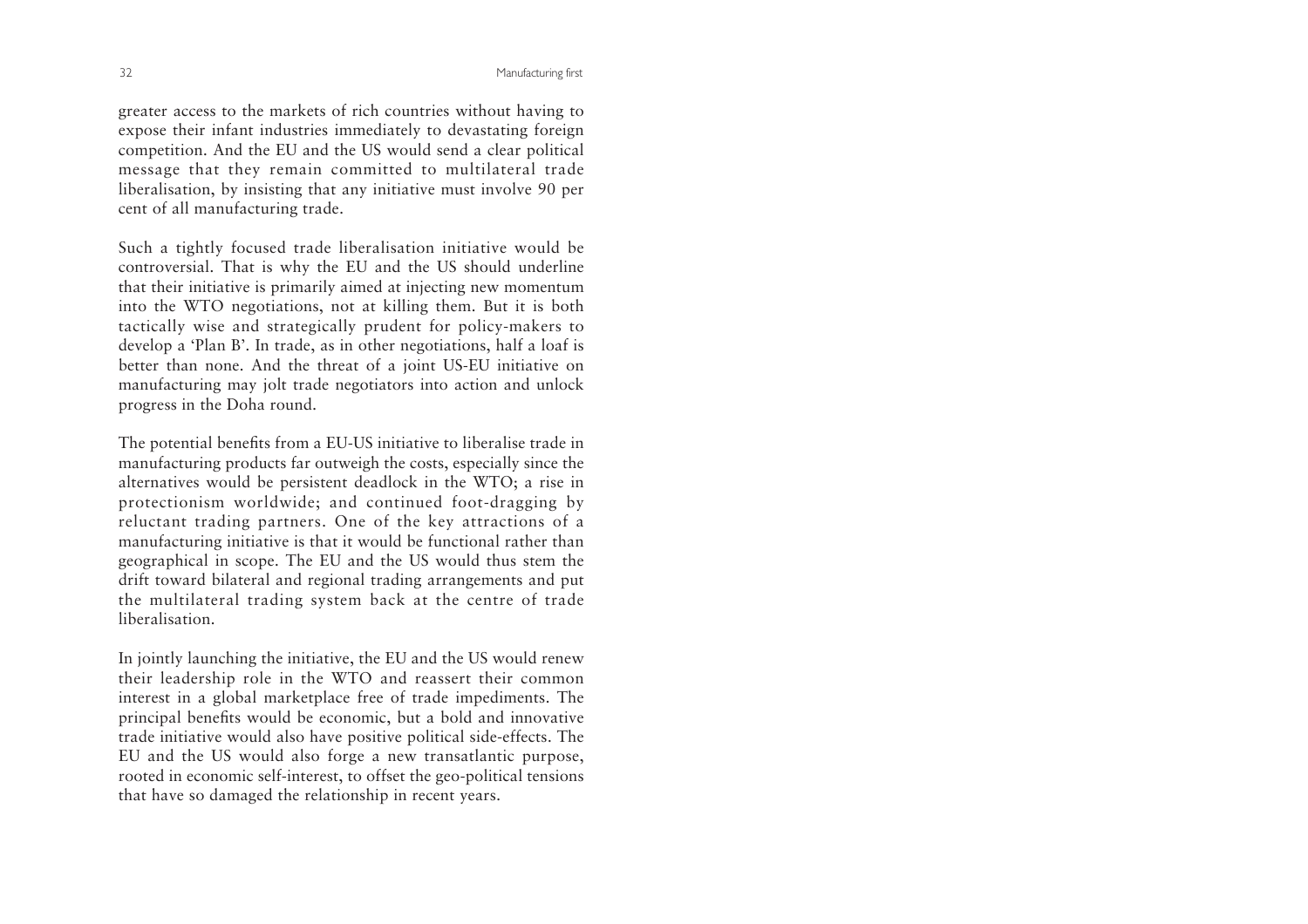greater access to the markets of rich countries without having to expose their infant industries immediately to devastating foreign competition. And the EU and the US would send a clear political message that they remain committed to multilateral trade liberalisation, by insisting that any initiative must involve 90 per cent of all manufacturing trade.

Such a tightly focused trade liberalisation initiative would be controversial. That is why the EU and the US should underline that their initiative is primarily aimed at injecting new momentum into the WTO negotiations, not at killing them. But it is both tactically wise and strategically prudent for policy-makers to develop a 'Plan B'. In trade, as in other negotiations, half a loaf is better than none. And the threat of a joint US-EU initiative on manufacturing may jolt trade negotiators into action and unlock progress in the Doha round.

The potential benefits from a EU-US initiative to liberalise trade in manufacturing products far outweigh the costs, especially since the alternatives would be persistent deadlock in the WTO; a rise in protectionism worldwide; and continued foot-dragging by reluctant trading partners. One of the key attractions of a manufacturing initiative is that it would be functional rather than geographical in scope. The EU and the US would thus stem the drift toward bilateral and regional trading arrangements and put the multilateral trading system back at the centre of trade liberalisation.

In jointly launching the initiative, the EU and the US would renew their leadership role in the WTO and reassert their common interest in a global marketplace free of trade impediments. The principal benefits would be economic, but a bold and innovative trade initiative would also have positive political side-effects. The EU and the US would also forge a new transatlantic purpose, rooted in economic self-interest, to offset the geo-political tensions that have so damaged the relationship in recent years.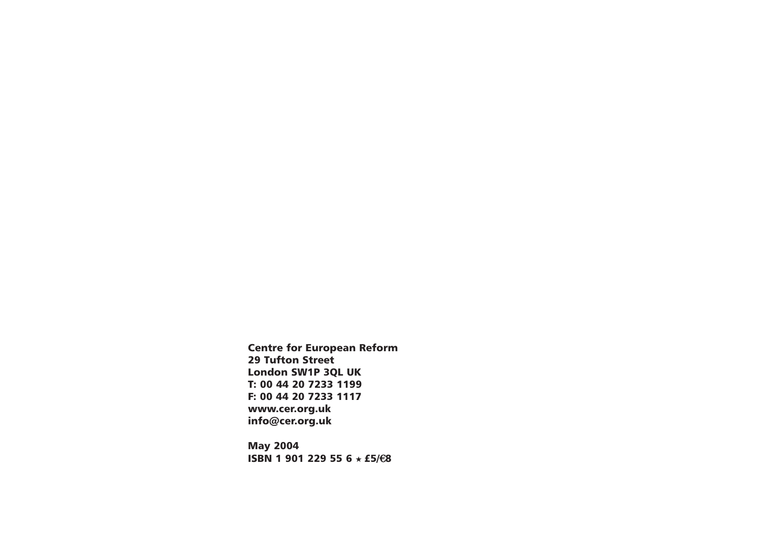**Centre for European Reform**
**29 Tufton Street**
**London SW1P 3QL UK**
**T: 00 44 20 7233 1199**
**F: 00 44 20 7233 1117**
**www.cer.org.uk**
**info@cer.org.uk**

**May 2004**
**ISBN 1 901 229 55 6 ★ £5/€8**